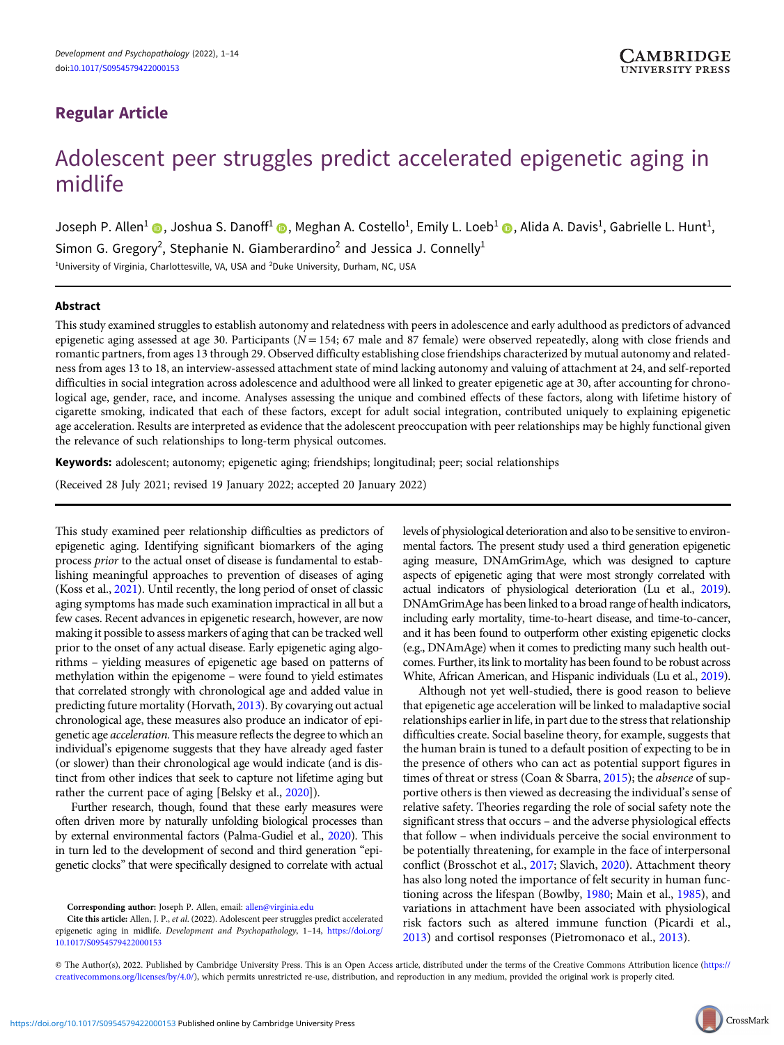Regular Article

# Adolescent peer struggles predict accelerated epigenetic aging in midlife

Joseph P. Allen[1], Joshua S. Danoff[1], Meghan A. Costello[1], Emily L. Loeb[1], Alida A. Davis[1], Gabrielle L. Hunt[1], Simon G. Gregory[2], Stephanie N. Giamberardino[2] and Jessica J. Connelly[1]

[1]University of Virginia, Charlottesville, VA, USA and [2]Duke University, Durham, NC, USA

## Abstract

This study examined struggles to establish autonomy and relatedness with peers in adolescence and early adulthood as predictors of advanced epigenetic aging assessed at age 30. Participants ($N = 154$; 67 male and 87 female) were observed repeatedly, along with close friends and romantic partners, from ages 13 through 29. Observed difficulty establishing close friendships characterized by mutual autonomy and relatedness from ages 13 to 18, an interview-assessed attachment state of mind lacking autonomy and valuing of attachment at 24, and self-reported difficulties in social integration across adolescence and adulthood were all linked to greater epigenetic age at 30, after accounting for chronological age, gender, race, and income. Analyses assessing the unique and combined effects of these factors, along with lifetime history of cigarette smoking, indicated that each of these factors, except for adult social integration, contributed uniquely to explaining epigenetic age acceleration. Results are interpreted as evidence that the adolescent preoccupation with peer relationships may be highly functional given the relevance of such relationships to long-term physical outcomes.

**Keywords:** adolescent; autonomy; epigenetic aging; friendships; longitudinal; peer; social relationships

(Received 28 July 2021; revised 19 January 2022; accepted 20 January 2022)

This study examined peer relationship difficulties as predictors of epigenetic aging. Identifying significant biomarkers of the aging process *prior* to the actual onset of disease is fundamental to establishing meaningful approaches to prevention of diseases of aging (Koss et al., 2021). Until recently, the long period of onset of classic aging symptoms has made such examination impractical in all but a few cases. Recent advances in epigenetic research, however, are now making it possible to assess markers of aging that can be tracked well prior to the onset of any actual disease. Early epigenetic aging algorithms – yielding measures of epigenetic age based on patterns of methylation within the epigenome – were found to yield estimates that correlated strongly with chronological age and added value in predicting future mortality (Horvath, 2013). By covarying out actual chronological age, these measures also produce an indicator of epigenetic age *acceleration.* This measure reflects the degree to which an individual's epigenome suggests that they have already aged faster (or slower) than their chronological age would indicate (and is distinct from other indices that seek to capture not lifetime aging but rather the current pace of aging [Belsky et al., 2020]).

Further research, though, found that these early measures were often driven more by naturally unfolding biological processes than by external environmental factors (Palma-Gudiel et al., 2020). This in turn led to the development of second and third generation "epigenetic clocks" that were specifically designed to correlate with actual levels of physiological deterioration and also to be sensitive to environmental factors. The present study used a third generation epigenetic aging measure, DNAmGrimAge, which was designed to capture aspects of epigenetic aging that were most strongly correlated with actual indicators of physiological deterioration (Lu et al., 2019). DNAmGrimAge has been linked to a broad range of health indicators, including early mortality, time-to-heart disease, and time-to-cancer, and it has been found to outperform other existing epigenetic clocks (e.g., DNAmAge) when it comes to predicting many such health outcomes. Further, its link to mortality has been found to be robust across White, African American, and Hispanic individuals (Lu et al., 2019).

Although not yet well-studied, there is good reason to believe that epigenetic age acceleration will be linked to maladaptive social relationships earlier in life, in part due to the stress that relationship difficulties create. Social baseline theory, for example, suggests that the human brain is tuned to a default position of expecting to be in the presence of others who can act as potential support figures in times of threat or stress (Coan & Sbarra, 2015); the *absence* of supportive others is then viewed as decreasing the individual's sense of relative safety. Theories regarding the role of social safety note the significant stress that occurs – and the adverse physiological effects that follow – when individuals perceive the social environment to be potentially threatening, for example in the face of interpersonal conflict (Brosschot et al., 2017; Slavich, 2020). Attachment theory has also long noted the importance of felt security in human functioning across the lifespan (Bowlby, 1980; Main et al., 1985), and variations in attachment have been associated with physiological risk factors such as altered immune function (Picardi et al., 2013) and cortisol responses (Pietromonaco et al., 2013).

**Corresponding author:** Joseph P. Allen, email: allen@virginia.edu

**Cite this article:** Allen, J. P., *et al.* (2022). Adolescent peer struggles predict accelerated epigenetic aging in midlife. *Development and Psychopathology*, 1–14, https://doi.org/10.1017/S0954579422000153

© The Author(s), 2022. Published by Cambridge University Press. This is an Open Access article, distributed under the terms of the Creative Commons Attribution licence (https://creativecommons.org/licenses/by/4.0/), which permits unrestricted re-use, distribution, and reproduction in any medium, provided the original work is properly cited.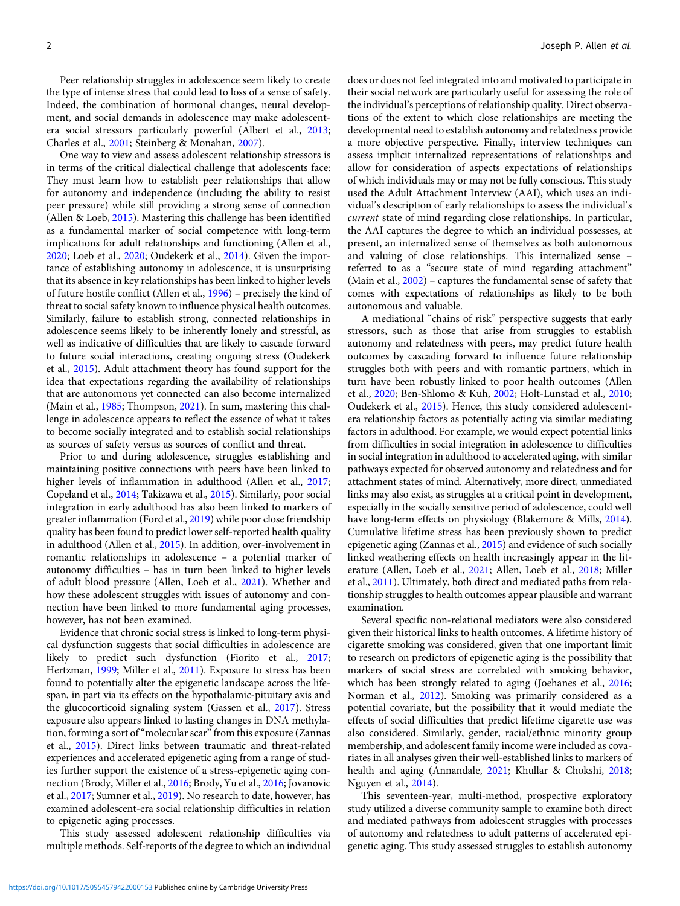Peer relationship struggles in adolescence seem likely to create the type of intense stress that could lead to loss of a sense of safety. Indeed, the combination of hormonal changes, neural development, and social demands in adolescence may make adolescent-era social stressors particularly powerful (Albert et al., 2013; Charles et al., 2001; Steinberg & Monahan, 2007).

One way to view and assess adolescent relationship stressors is in terms of the critical dialectical challenge that adolescents face: They must learn how to establish peer relationships that allow for autonomy and independence (including the ability to resist peer pressure) while still providing a strong sense of connection (Allen & Loeb, 2015). Mastering this challenge has been identified as a fundamental marker of social competence with long-term implications for adult relationships and functioning (Allen et al., 2020; Loeb et al., 2020; Oudekerk et al., 2014). Given the importance of establishing autonomy in adolescence, it is unsurprising that its absence in key relationships has been linked to higher levels of future hostile conflict (Allen et al., 1996) – precisely the kind of threat to social safety known to influence physical health outcomes. Similarly, failure to establish strong, connected relationships in adolescence seems likely to be inherently lonely and stressful, as well as indicative of difficulties that are likely to cascade forward to future social interactions, creating ongoing stress (Oudekerk et al., 2015). Adult attachment theory has found support for the idea that expectations regarding the availability of relationships that are autonomous yet connected can also become internalized (Main et al., 1985; Thompson, 2021). In sum, mastering this challenge in adolescence appears to reflect the essence of what it takes to become socially integrated and to establish social relationships as sources of safety versus as sources of conflict and threat.

Prior to and during adolescence, struggles establishing and maintaining positive connections with peers have been linked to higher levels of inflammation in adulthood (Allen et al., 2017; Copeland et al., 2014; Takizawa et al., 2015). Similarly, poor social integration in early adulthood has also been linked to markers of greater inflammation (Ford et al., 2019) while poor close friendship quality has been found to predict lower self-reported health quality in adulthood (Allen et al., 2015). In addition, over-involvement in romantic relationships in adolescence – a potential marker of autonomy difficulties – has in turn been linked to higher levels of adult blood pressure (Allen, Loeb et al., 2021). Whether and how these adolescent struggles with issues of autonomy and connection have been linked to more fundamental aging processes, however, has not been examined.

Evidence that chronic social stress is linked to long-term physical dysfunction suggests that social difficulties in adolescence are likely to predict such dysfunction (Fiorito et al., 2017; Hertzman, 1999; Miller et al., 2011). Exposure to stress has been found to potentially alter the epigenetic landscape across the lifespan, in part via its effects on the hypothalamic-pituitary axis and the glucocorticoid signaling system (Gassen et al., 2017). Stress exposure also appears linked to lasting changes in DNA methylation, forming a sort of "molecular scar" from this exposure (Zannas et al., 2015). Direct links between traumatic and threat-related experiences and accelerated epigenetic aging from a range of studies further support the existence of a stress-epigenetic aging connection (Brody, Miller et al., 2016; Brody, Yu et al., 2016; Jovanovic et al., 2017; Sumner et al., 2019). No research to date, however, has examined adolescent-era social relationship difficulties in relation to epigenetic aging processes.

This study assessed adolescent relationship difficulties via multiple methods. Self-reports of the degree to which an individual does or does not feel integrated into and motivated to participate in their social network are particularly useful for assessing the role of the individual's perceptions of relationship quality. Direct observations of the extent to which close relationships are meeting the developmental need to establish autonomy and relatedness provide a more objective perspective. Finally, interview techniques can assess implicit internalized representations of relationships and allow for consideration of aspects expectations of relationships of which individuals may or may not be fully conscious. This study used the Adult Attachment Interview (AAI), which uses an individual's description of early relationships to assess the individual's *current* state of mind regarding close relationships. In particular, the AAI captures the degree to which an individual possesses, at present, an internalized sense of themselves as both autonomous and valuing of close relationships. This internalized sense – referred to as a "secure state of mind regarding attachment" (Main et al., 2002) – captures the fundamental sense of safety that comes with expectations of relationships as likely to be both autonomous and valuable.

A mediational "chains of risk" perspective suggests that early stressors, such as those that arise from struggles to establish autonomy and relatedness with peers, may predict future health outcomes by cascading forward to influence future relationship struggles both with peers and with romantic partners, which in turn have been robustly linked to poor health outcomes (Allen et al., 2020; Ben-Shlomo & Kuh, 2002; Holt-Lunstad et al., 2010; Oudekerk et al., 2015). Hence, this study considered adolescent-era relationship factors as potentially acting via similar mediating factors in adulthood. For example, we would expect potential links from difficulties in social integration in adolescence to difficulties in social integration in adulthood to accelerated aging, with similar pathways expected for observed autonomy and relatedness and for attachment states of mind. Alternatively, more direct, unmediated links may also exist, as struggles at a critical point in development, especially in the socially sensitive period of adolescence, could well have long-term effects on physiology (Blakemore & Mills, 2014). Cumulative lifetime stress has been previously shown to predict epigenetic aging (Zannas et al., 2015) and evidence of such socially linked weathering effects on health increasingly appear in the literature (Allen, Loeb et al., 2021; Allen, Loeb et al., 2018; Miller et al., 2011). Ultimately, both direct and mediated paths from relationship struggles to health outcomes appear plausible and warrant examination.

Several specific non-relational mediators were also considered given their historical links to health outcomes. A lifetime history of cigarette smoking was considered, given that one important limit to research on predictors of epigenetic aging is the possibility that markers of social stress are correlated with smoking behavior, which has been strongly related to aging (Joehanes et al., 2016; Norman et al., 2012). Smoking was primarily considered as a potential covariate, but the possibility that it would mediate the effects of social difficulties that predict lifetime cigarette use was also considered. Similarly, gender, racial/ethnic minority group membership, and adolescent family income were included as covariates in all analyses given their well-established links to markers of health and aging (Annandale, 2021; Khullar & Chokshi, 2018; Nguyen et al., 2014).

This seventeen-year, multi-method, prospective exploratory study utilized a diverse community sample to examine both direct and mediated pathways from adolescent struggles with processes of autonomy and relatedness to adult patterns of accelerated epigenetic aging. This study assessed struggles to establish autonomy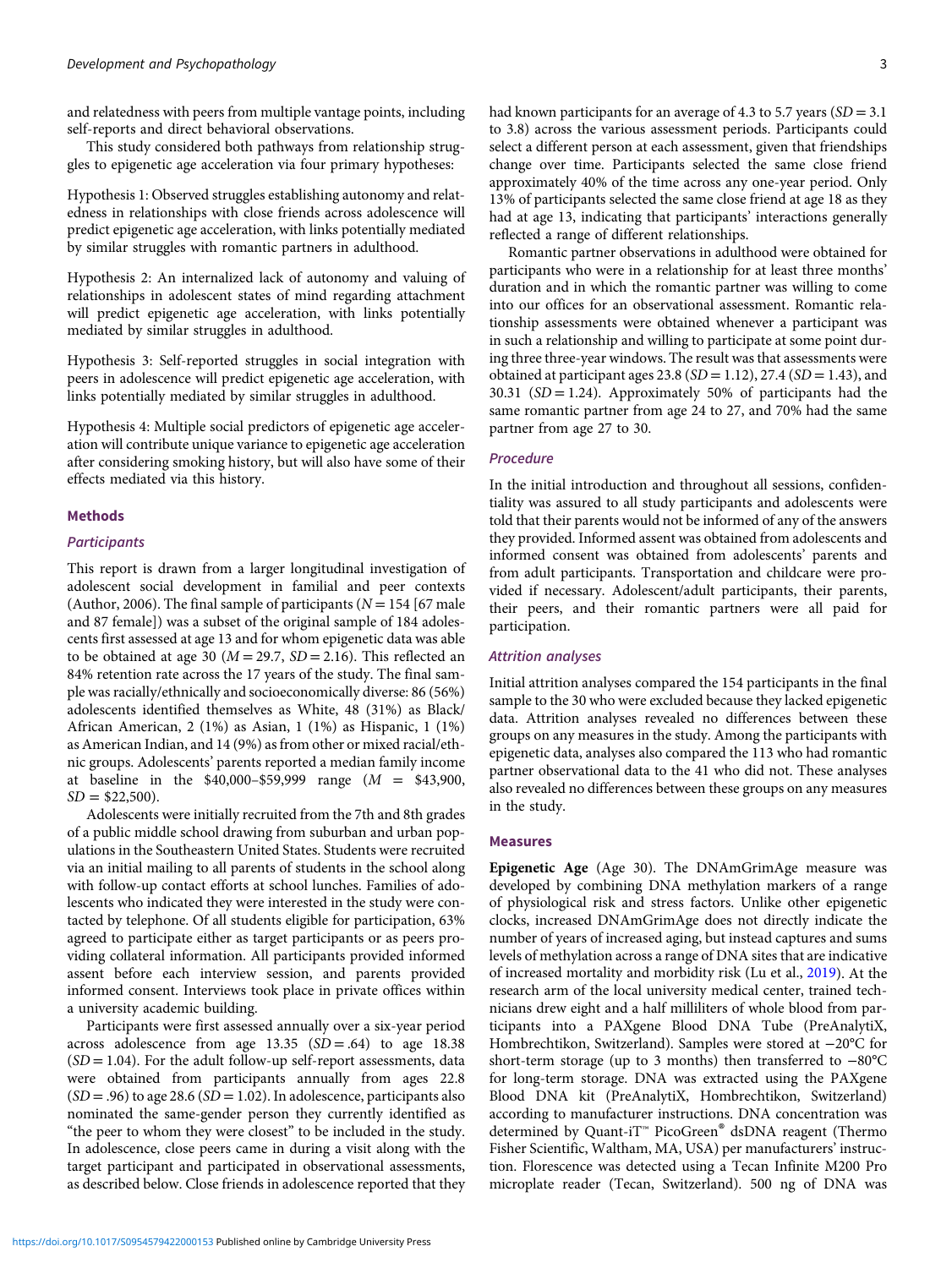and relatedness with peers from multiple vantage points, including self-reports and direct behavioral observations.

This study considered both pathways from relationship struggles to epigenetic age acceleration via four primary hypotheses:

Hypothesis 1: Observed struggles establishing autonomy and relatedness in relationships with close friends across adolescence will predict epigenetic age acceleration, with links potentially mediated by similar struggles with romantic partners in adulthood.

Hypothesis 2: An internalized lack of autonomy and valuing of relationships in adolescent states of mind regarding attachment will predict epigenetic age acceleration, with links potentially mediated by similar struggles in adulthood.

Hypothesis 3: Self-reported struggles in social integration with peers in adolescence will predict epigenetic age acceleration, with links potentially mediated by similar struggles in adulthood.

Hypothesis 4: Multiple social predictors of epigenetic age acceleration will contribute unique variance to epigenetic age acceleration after considering smoking history, but will also have some of their effects mediated via this history.

## Methods

### *Participants*

This report is drawn from a larger longitudinal investigation of adolescent social development in familial and peer contexts (Author, 2006). The final sample of participants ($N = 154$ [67 male and 87 female]) was a subset of the original sample of 184 adolescents first assessed at age 13 and for whom epigenetic data was able to be obtained at age 30 ($M = 29.7$, $SD = 2.16$). This reflected an 84% retention rate across the 17 years of the study. The final sample was racially/ethnically and socioeconomically diverse: 86 (56%) adolescents identified themselves as White, 48 (31%) as Black/African American, 2 (1%) as Asian, 1 (1%) as Hispanic, 1 (1%) as American Indian, and 14 (9%) as from other or mixed racial/ethnic groups. Adolescents' parents reported a median family income at baseline in the \$40,000–\$59,999 range ($M$ = \$43,900, $SD$ = \$22,500).

Adolescents were initially recruited from the 7th and 8th grades of a public middle school drawing from suburban and urban populations in the Southeastern United States. Students were recruited via an initial mailing to all parents of students in the school along with follow-up contact efforts at school lunches. Families of adolescents who indicated they were interested in the study were contacted by telephone. Of all students eligible for participation, 63% agreed to participate either as target participants or as peers providing collateral information. All participants provided informed assent before each interview session, and parents provided informed consent. Interviews took place in private offices within a university academic building.

Participants were first assessed annually over a six-year period across adolescence from age 13.35 ($SD = .64$) to age 18.38 ($SD = 1.04$). For the adult follow-up self-report assessments, data were obtained from participants annually from ages 22.8 ($SD = .96$) to age 28.6 ($SD = 1.02$). In adolescence, participants also nominated the same-gender person they currently identified as "the peer to whom they were closest" to be included in the study. In adolescence, close peers came in during a visit along with the target participant and participated in observational assessments, as described below. Close friends in adolescence reported that they had known participants for an average of 4.3 to 5.7 years ($SD = 3.1$ to 3.8) across the various assessment periods. Participants could select a different person at each assessment, given that friendships change over time. Participants selected the same close friend approximately 40% of the time across any one-year period. Only 13% of participants selected the same close friend at age 18 as they had at age 13, indicating that participants' interactions generally reflected a range of different relationships.

Romantic partner observations in adulthood were obtained for participants who were in a relationship for at least three months' duration and in which the romantic partner was willing to come into our offices for an observational assessment. Romantic relationship assessments were obtained whenever a participant was in such a relationship and willing to participate at some point during three three-year windows. The result was that assessments were obtained at participant ages 23.8 ($SD = 1.12$), 27.4 ($SD = 1.43$), and 30.31 ($SD = 1.24$). Approximately 50% of participants had the same romantic partner from age 24 to 27, and 70% had the same partner from age 27 to 30.

### *Procedure*

In the initial introduction and throughout all sessions, confidentiality was assured to all study participants and adolescents were told that their parents would not be informed of any of the answers they provided. Informed assent was obtained from adolescents and informed consent was obtained from adolescents' parents and from adult participants. Transportation and childcare were provided if necessary. Adolescent/adult participants, their parents, their peers, and their romantic partners were all paid for participation.

### *Attrition analyses*

Initial attrition analyses compared the 154 participants in the final sample to the 30 who were excluded because they lacked epigenetic data. Attrition analyses revealed no differences between these groups on any measures in the study. Among the participants with epigenetic data, analyses also compared the 113 who had romantic partner observational data to the 41 who did not. These analyses also revealed no differences between these groups on any measures in the study.

## Measures

**Epigenetic Age** (Age 30). The DNAmGrimAge measure was developed by combining DNA methylation markers of a range of physiological risk and stress factors. Unlike other epigenetic clocks, increased DNAmGrimAge does not directly indicate the number of years of increased aging, but instead captures and sums levels of methylation across a range of DNA sites that are indicative of increased mortality and morbidity risk (Lu et al., 2019). At the research arm of the local university medical center, trained technicians drew eight and a half milliliters of whole blood from participants into a PAXgene Blood DNA Tube (PreAnalytiX, Hombrechtikon, Switzerland). Samples were stored at −20°C for short-term storage (up to 3 months) then transferred to −80°C for long-term storage. DNA was extracted using the PAXgene Blood DNA kit (PreAnalytiX, Hombrechtikon, Switzerland) according to manufacturer instructions. DNA concentration was determined by Quant-iT™ PicoGreen® dsDNA reagent (Thermo Fisher Scientific, Waltham, MA, USA) per manufacturers' instruction. Florescence was detected using a Tecan Infinite M200 Pro microplate reader (Tecan, Switzerland). 500 ng of DNA was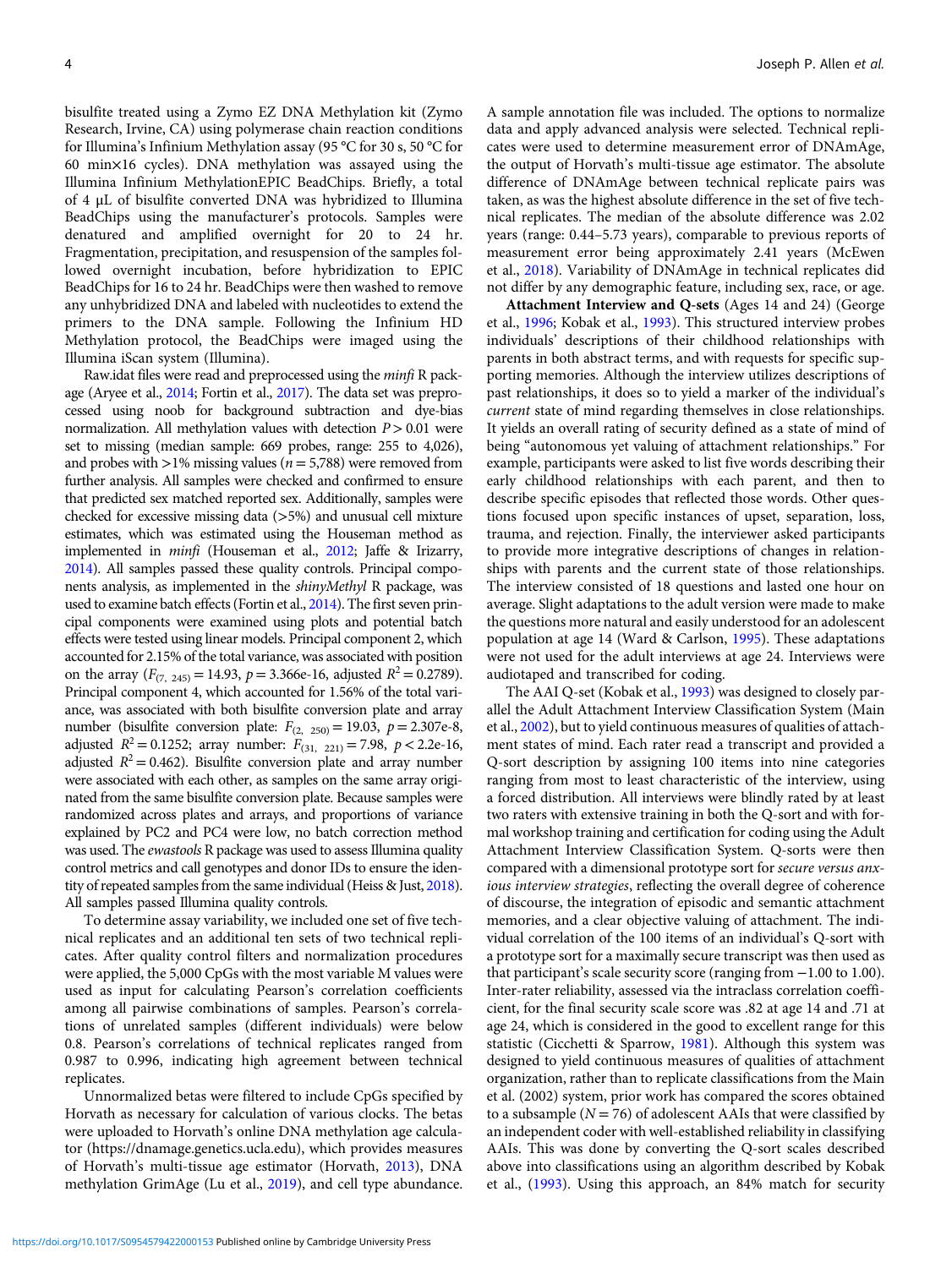bisulfite treated using a Zymo EZ DNA Methylation kit (Zymo Research, Irvine, CA) using polymerase chain reaction conditions for Illumina's Infinium Methylation assay (95 °C for 30 s, 50 °C for 60 min×16 cycles). DNA methylation was assayed using the Illumina Infinium MethylationEPIC BeadChips. Briefly, a total of 4 μL of bisulfite converted DNA was hybridized to Illumina BeadChips using the manufacturer's protocols. Samples were denatured and amplified overnight for 20 to 24 hr. Fragmentation, precipitation, and resuspension of the samples followed overnight incubation, before hybridization to EPIC BeadChips for 16 to 24 hr. BeadChips were then washed to remove any unhybridized DNA and labeled with nucleotides to extend the primers to the DNA sample. Following the Infinium HD Methylation protocol, the BeadChips were imaged using the Illumina iScan system (Illumina).

Raw.idat files were read and preprocessed using the *minfi* R package (Aryee et al., 2014; Fortin et al., 2017). The data set was preprocessed using noob for background subtraction and dye-bias normalization. All methylation values with detection $P > 0.01$ were set to missing (median sample: 669 probes, range: 255 to 4,026), and probes with >1% missing values ($n = 5{,}788$) were removed from further analysis. All samples were checked and confirmed to ensure that predicted sex matched reported sex. Additionally, samples were checked for excessive missing data (>5%) and unusual cell mixture estimates, which was estimated using the Houseman method as implemented in *minfi* (Houseman et al., 2012; Jaffe & Irizarry, 2014). All samples passed these quality controls. Principal components analysis, as implemented in the *shinyMethyl* R package, was used to examine batch effects (Fortin et al., 2014). The first seven principal components were examined using plots and potential batch effects were tested using linear models. Principal component 2, which accounted for 2.15% of the total variance, was associated with position on the array ($F_{(7,\ 245)} = 14.93$, $p = 3.366\text{e-}16$, adjusted $R^2 = 0.2789$). Principal component 4, which accounted for 1.56% of the total variance, was associated with both bisulfite conversion plate and array number (bisulfite conversion plate: $F_{(2,\ 250)} = 19.03$, $p = 2.307\text{e-}8$, adjusted $R^2 = 0.1252$; array number: $F_{(31,\ 221)} = 7.98$, $p < 2.2\text{e-}16$, adjusted $R^2 = 0.462$). Bisulfite conversion plate and array number were associated with each other, as samples on the same array originated from the same bisulfite conversion plate. Because samples were randomized across plates and arrays, and proportions of variance explained by PC2 and PC4 were low, no batch correction method was used. The *ewastools* R package was used to assess Illumina quality control metrics and call genotypes and donor IDs to ensure the identity of repeated samples from the same individual (Heiss & Just, 2018). All samples passed Illumina quality controls.

To determine assay variability, we included one set of five technical replicates and an additional ten sets of two technical replicates. After quality control filters and normalization procedures were applied, the 5,000 CpGs with the most variable M values were used as input for calculating Pearson's correlation coefficients among all pairwise combinations of samples. Pearson's correlations of unrelated samples (different individuals) were below 0.8. Pearson's correlations of technical replicates ranged from 0.987 to 0.996, indicating high agreement between technical replicates.

Unnormalized betas were filtered to include CpGs specified by Horvath as necessary for calculation of various clocks. The betas were uploaded to Horvath's online DNA methylation age calculator (https://dnamage.genetics.ucla.edu), which provides measures of Horvath's multi-tissue age estimator (Horvath, 2013), DNA methylation GrimAge (Lu et al., 2019), and cell type abundance. A sample annotation file was included. The options to normalize data and apply advanced analysis were selected. Technical replicates were used to determine measurement error of DNAmAge, the output of Horvath's multi-tissue age estimator. The absolute difference of DNAmAge between technical replicate pairs was taken, as was the highest absolute difference in the set of five technical replicates. The median of the absolute difference was 2.02 years (range: 0.44–5.73 years), comparable to previous reports of measurement error being approximately 2.41 years (McEwen et al., 2018). Variability of DNAmAge in technical replicates did not differ by any demographic feature, including sex, race, or age.

**Attachment Interview and Q-sets** (Ages 14 and 24) (George et al., 1996; Kobak et al., 1993). This structured interview probes individuals' descriptions of their childhood relationships with parents in both abstract terms, and with requests for specific supporting memories. Although the interview utilizes descriptions of past relationships, it does so to yield a marker of the individual's *current* state of mind regarding themselves in close relationships. It yields an overall rating of security defined as a state of mind of being "autonomous yet valuing of attachment relationships." For example, participants were asked to list five words describing their early childhood relationships with each parent, and then to describe specific episodes that reflected those words. Other questions focused upon specific instances of upset, separation, loss, trauma, and rejection. Finally, the interviewer asked participants to provide more integrative descriptions of changes in relationships with parents and the current state of those relationships. The interview consisted of 18 questions and lasted one hour on average. Slight adaptations to the adult version were made to make the questions more natural and easily understood for an adolescent population at age 14 (Ward & Carlson, 1995). These adaptations were not used for the adult interviews at age 24. Interviews were audiotaped and transcribed for coding.

The AAI Q-set (Kobak et al., 1993) was designed to closely parallel the Adult Attachment Interview Classification System (Main et al., 2002), but to yield continuous measures of qualities of attachment states of mind. Each rater read a transcript and provided a Q-sort description by assigning 100 items into nine categories ranging from most to least characteristic of the interview, using a forced distribution. All interviews were blindly rated by at least two raters with extensive training in both the Q-sort and with formal workshop training and certification for coding using the Adult Attachment Interview Classification System. Q-sorts were then compared with a dimensional prototype sort for *secure versus anxious interview strategies*, reflecting the overall degree of coherence of discourse, the integration of episodic and semantic attachment memories, and a clear objective valuing of attachment. The individual correlation of the 100 items of an individual's Q-sort with a prototype sort for a maximally secure transcript was then used as that participant's scale security score (ranging from −1.00 to 1.00). Inter-rater reliability, assessed via the intraclass correlation coefficient, for the final security scale score was .82 at age 14 and .71 at age 24, which is considered in the good to excellent range for this statistic (Cicchetti & Sparrow, 1981). Although this system was designed to yield continuous measures of qualities of attachment organization, rather than to replicate classifications from the Main et al. (2002) system, prior work has compared the scores obtained to a subsample ($N = 76$) of adolescent AAIs that were classified by an independent coder with well-established reliability in classifying AAIs. This was done by converting the Q-sort scales described above into classifications using an algorithm described by Kobak et al., (1993). Using this approach, an 84% match for security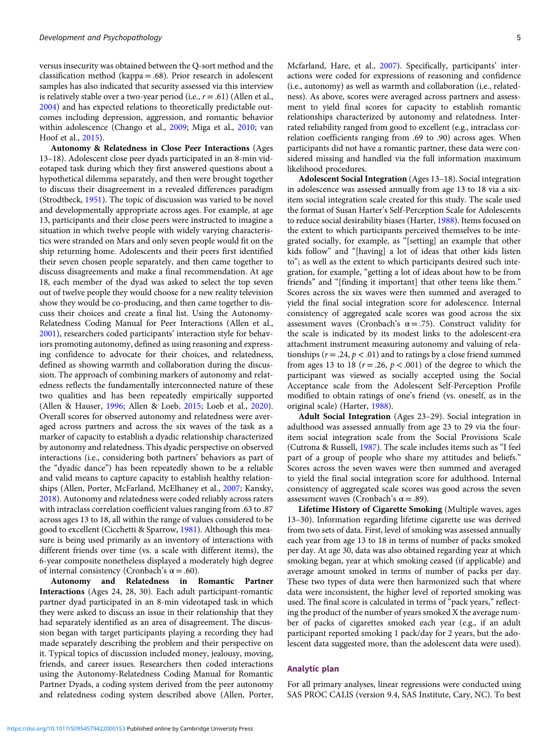versus insecurity was obtained between the Q-sort method and the classification method (kappa = .68). Prior research in adolescent samples has also indicated that security assessed via this interview is relatively stable over a two-year period (i.e., $r = .61$) (Allen et al., 2004) and has expected relations to theoretically predictable outcomes including depression, aggression, and romantic behavior within adolescence (Chango et al., 2009; Miga et al., 2010; van Hoof et al., 2015).

**Autonomy & Relatedness in Close Peer Interactions** (Ages 13–18). Adolescent close peer dyads participated in an 8-min videotaped task during which they first answered questions about a hypothetical dilemma separately, and then were brought together to discuss their disagreement in a revealed differences paradigm (Strodtbeck, 1951). The topic of discussion was varied to be novel and developmentally appropriate across ages. For example, at age 13, participants and their close peers were instructed to imagine a situation in which twelve people with widely varying characteristics were stranded on Mars and only seven people would fit on the ship returning home. Adolescents and their peers first identified their seven chosen people separately, and then came together to discuss disagreements and make a final recommendation. At age 18, each member of the dyad was asked to select the top seven out of twelve people they would choose for a new reality television show they would be co-producing, and then came together to discuss their choices and create a final list. Using the Autonomy-Relatedness Coding Manual for Peer Interactions (Allen et al., 2001), researchers coded participants' interaction style for behaviors promoting autonomy, defined as using reasoning and expressing confidence to advocate for their choices, and relatedness, defined as showing warmth and collaboration during the discussion. The approach of combining markers of autonomy and relatedness reflects the fundamentally interconnected nature of these two qualities and has been repeatedly empirically supported (Allen & Hauser, 1996; Allen & Loeb, 2015; Loeb et al., 2020). Overall scores for observed autonomy and relatedness were averaged across partners and across the six waves of the task as a marker of capacity to establish a dyadic relationship characterized by autonomy and relatedness. This dyadic perspective on observed interactions (i.e., considering both partners' behaviors as part of the "dyadic dance") has been repeatedly shown to be a reliable and valid means to capture capacity to establish healthy relationships (Allen, Porter, McFarland, McElhaney et al., 2007; Kansky, 2018). Autonomy and relatedness were coded reliably across raters with intraclass correlation coefficient values ranging from .63 to .87 across ages 13 to 18, all within the range of values considered to be good to excellent (Cicchetti & Sparrow, 1981). Although this measure is being used primarily as an inventory of interactions with different friends over time (vs. a scale with different items), the 6-year composite nonetheless displayed a moderately high degree of internal consistency (Cronbach's $\alpha = .60$).

**Autonomy and Relatedness in Romantic Partner Interactions** (Ages 24, 28, 30). Each adult participant-romantic partner dyad participated in an 8-min videotaped task in which they were asked to discuss an issue in their relationship that they had separately identified as an area of disagreement. The discussion began with target participants playing a recording they had made separately describing the problem and their perspective on it. Typical topics of discussion included money, jealousy, moving, friends, and career issues. Researchers then coded interactions using the Autonomy-Relatedness Coding Manual for Romantic Partner Dyads, a coding system derived from the peer autonomy and relatedness coding system described above (Allen, Porter, Mcfarland, Hare, et al., 2007). Specifically, participants' interactions were coded for expressions of reasoning and confidence (i.e., autonomy) as well as warmth and collaboration (i.e., relatedness). As above, scores were averaged across partners and assessment to yield final scores for capacity to establish romantic relationships characterized by autonomy and relatedness. Interrated reliability ranged from good to excellent (e.g., intraclass correlation coefficients ranging from .69 to .90) across ages. When participants did not have a romantic partner, these data were considered missing and handled via the full information maximum likelihood procedures.

**Adolescent Social Integration** (Ages 13–18). Social integration in adolescence was assessed annually from age 13 to 18 via a six-item social integration scale created for this study. The scale used the format of Susan Harter's Self-Perception Scale for Adolescents to reduce social desirability biases (Harter, 1988). Items focused on the extent to which participants perceived themselves to be integrated socially, for example, as "[setting] an example that other kids follow" and "[having] a lot of ideas that other kids listen to"; as well as the extent to which participants desired such integration, for example, "getting a lot of ideas about how to be from friends" and "[finding it important] that other teens like them." Scores across the six waves were then summed and averaged to yield the final social integration score for adolescence. Internal consistency of aggregated scale scores was good across the six assessment waves (Cronbach's $\alpha = .75$). Construct validity for the scale is indicated by its modest links to the adolescent-era attachment instrument measuring autonomy and valuing of relationships ($r = .24$, $p < .01$) and to ratings by a close friend summed from ages 13 to 18 ($r = .26$, $p < .001$) of the degree to which the participant was viewed as socially accepted using the Social Acceptance scale from the Adolescent Self-Perception Profile modified to obtain ratings of one's friend (vs. oneself, as in the original scale) (Harter, 1988).

**Adult Social Integration** (Ages 23–29). Social integration in adulthood was assessed annually from age 23 to 29 via the four-item social integration scale from the Social Provisions Scale (Cutrona & Russell, 1987). The scale includes items such as "I feel part of a group of people who share my attitudes and beliefs." Scores across the seven waves were then summed and averaged to yield the final social integration score for adulthood. Internal consistency of aggregated scale scores was good across the seven assessment waves (Cronbach's $\alpha = .89$).

**Lifetime History of Cigarette Smoking** (Multiple waves, ages 13–30). Information regarding lifetime cigarette use was derived from two sets of data. First, level of smoking was assessed annually each year from age 13 to 18 in terms of number of packs smoked per day. At age 30, data was also obtained regarding year at which smoking began, year at which smoking ceased (if applicable) and average amount smoked in terms of number of packs per day. These two types of data were then harmonized such that where data were inconsistent, the higher level of reported smoking was used. The final score is calculated in terms of "pack years," reflecting the product of the number of years smoked X the average number of packs of cigarettes smoked each year (e.g., if an adult participant reported smoking 1 pack/day for 2 years, but the adolescent data suggested more, than the adolescent data were used).

## Analytic plan

For all primary analyses, linear regressions were conducted using SAS PROC CALIS (version 9.4, SAS Institute, Cary, NC). To best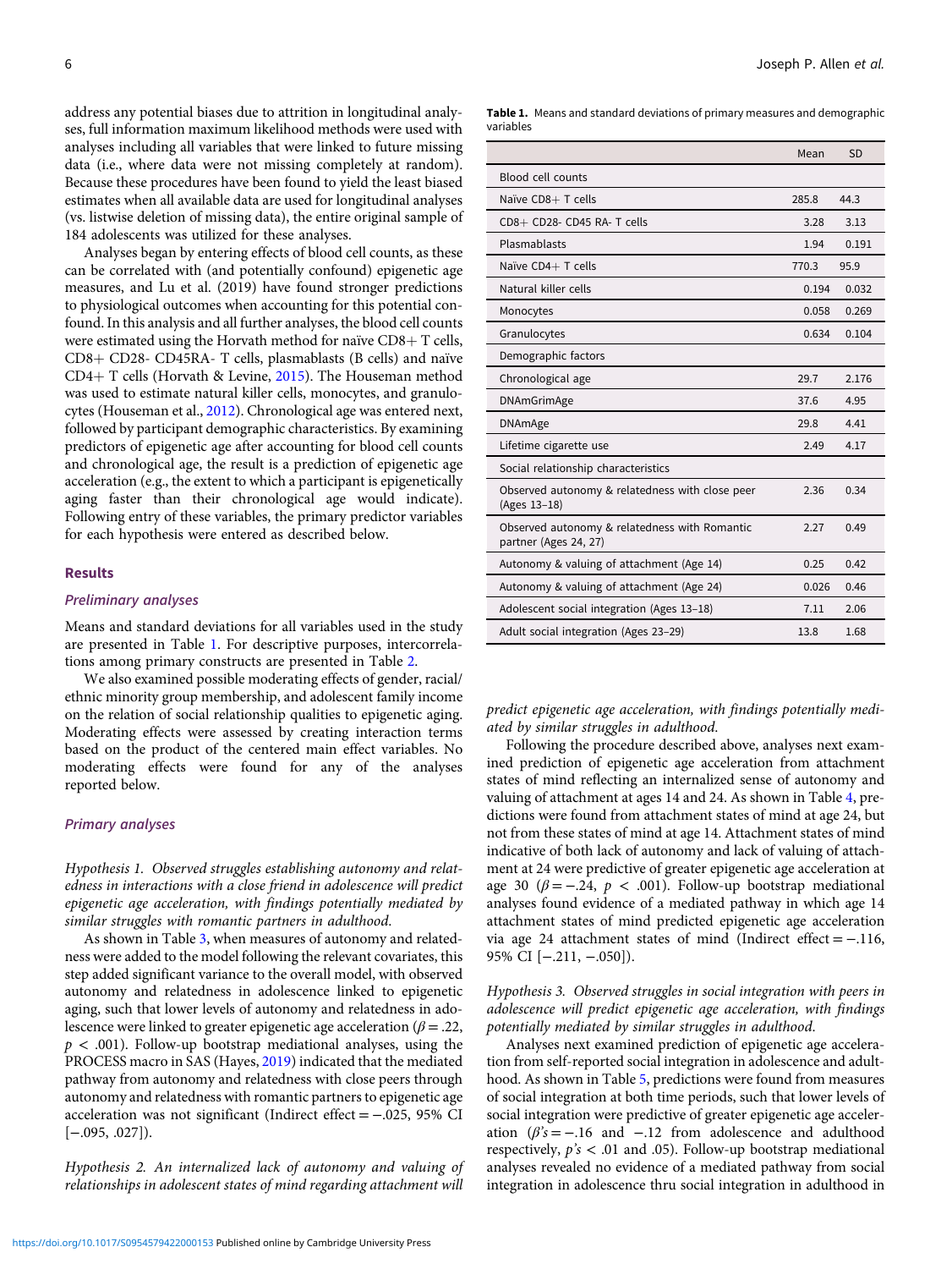address any potential biases due to attrition in longitudinal analyses, full information maximum likelihood methods were used with analyses including all variables that were linked to future missing data (i.e., where data were not missing completely at random). Because these procedures have been found to yield the least biased estimates when all available data are used for longitudinal analyses (vs. listwise deletion of missing data), the entire original sample of 184 adolescents was utilized for these analyses.

Analyses began by entering effects of blood cell counts, as these can be correlated with (and potentially confound) epigenetic age measures, and Lu et al. (2019) have found stronger predictions to physiological outcomes when accounting for this potential confound. In this analysis and all further analyses, the blood cell counts were estimated using the Horvath method for naïve CD8+ T cells, CD8+ CD28- CD45RA- T cells, plasmablasts (B cells) and naïve CD4+ T cells (Horvath & Levine, 2015). The Houseman method was used to estimate natural killer cells, monocytes, and granulocytes (Houseman et al., 2012). Chronological age was entered next, followed by participant demographic characteristics. By examining predictors of epigenetic age after accounting for blood cell counts and chronological age, the result is a prediction of epigenetic age acceleration (e.g., the extent to which a participant is epigenetically aging faster than their chronological age would indicate). Following entry of these variables, the primary predictor variables for each hypothesis were entered as described below.

## Results

### Preliminary analyses

Means and standard deviations for all variables used in the study are presented in Table 1. For descriptive purposes, intercorrelations among primary constructs are presented in Table 2.

We also examined possible moderating effects of gender, racial/ethnic minority group membership, and adolescent family income on the relation of social relationship qualities to epigenetic aging. Moderating effects were assessed by creating interaction terms based on the product of the centered main effect variables. No moderating effects were found for any of the analyses reported below.

### Primary analyses

*Hypothesis 1. Observed struggles establishing autonomy and relatedness in interactions with a close friend in adolescence will predict epigenetic age acceleration, with findings potentially mediated by similar struggles with romantic partners in adulthood.*

As shown in Table 3, when measures of autonomy and relatedness were added to the model following the relevant covariates, this step added significant variance to the overall model, with observed autonomy and relatedness in adolescence linked to epigenetic aging, such that lower levels of autonomy and relatedness in adolescence were linked to greater epigenetic age acceleration ($\beta = .22$, $p < .001$). Follow-up bootstrap mediational analyses, using the PROCESS macro in SAS (Hayes, 2019) indicated that the mediated pathway from autonomy and relatedness with close peers through autonomy and relatedness with romantic partners to epigenetic age acceleration was not significant (Indirect effect = −.025, 95% CI [−.095, .027]).

*Hypothesis 2. An internalized lack of autonomy and valuing of relationships in adolescent states of mind regarding attachment will predict epigenetic age acceleration, with findings potentially mediated by similar struggles in adulthood.*

Following the procedure described above, analyses next examined prediction of epigenetic age acceleration from attachment states of mind reflecting an internalized sense of autonomy and valuing of attachment at ages 14 and 24. As shown in Table 4, predictions were found from attachment states of mind at age 24, but not from these states of mind at age 14. Attachment states of mind indicative of both lack of autonomy and lack of valuing of attachment at 24 were predictive of greater epigenetic age acceleration at age 30 ($\beta = -.24$, $p < .001$). Follow-up bootstrap mediational analyses found evidence of a mediated pathway in which age 14 attachment states of mind predicted epigenetic age acceleration via age 24 attachment states of mind (Indirect effect = −.116, 95% CI [−.211, −.050]).

*Hypothesis 3. Observed struggles in social integration with peers in adolescence will predict epigenetic age acceleration, with findings potentially mediated by similar struggles in adulthood.*

Analyses next examined prediction of epigenetic age acceleration from self-reported social integration in adolescence and adulthood. As shown in Table 5, predictions were found from measures of social integration at both time periods, such that lower levels of social integration were predictive of greater epigenetic age acceleration ($\beta$'s = −.16 and −.12 from adolescence and adulthood respectively, $p$'s < .01 and .05). Follow-up bootstrap mediational analyses revealed no evidence of a mediated pathway from social integration in adolescence thru social integration in adulthood in

**Table 1.** Means and standard deviations of primary measures and demographic variables

| | Mean | SD |
|---|---|---|
| Blood cell counts | | |
| Naïve CD8+ T cells | 285.8 | 44.3 |
| CD8+ CD28- CD45 RA- T cells | 3.28 | 3.13 |
| Plasmablasts | 1.94 | 0.191 |
| Naïve CD4+ T cells | 770.3 | 95.9 |
| Natural killer cells | 0.194 | 0.032 |
| Monocytes | 0.058 | 0.269 |
| Granulocytes | 0.634 | 0.104 |
| Demographic factors | | |
| Chronological age | 29.7 | 2.176 |
| DNAmGrimAge | 37.6 | 4.95 |
| DNAmAge | 29.8 | 4.41 |
| Lifetime cigarette use | 2.49 | 4.17 |
| Social relationship characteristics | | |
| Observed autonomy & relatedness with close peer (Ages 13–18) | 2.36 | 0.34 |
| Observed autonomy & relatedness with Romantic partner (Ages 24, 27) | 2.27 | 0.49 |
| Autonomy & valuing of attachment (Age 14) | 0.25 | 0.42 |
| Autonomy & valuing of attachment (Age 24) | 0.026 | 0.46 |
| Adolescent social integration (Ages 13–18) | 7.11 | 2.06 |
| Adult social integration (Ages 23–29) | 13.8 | 1.68 |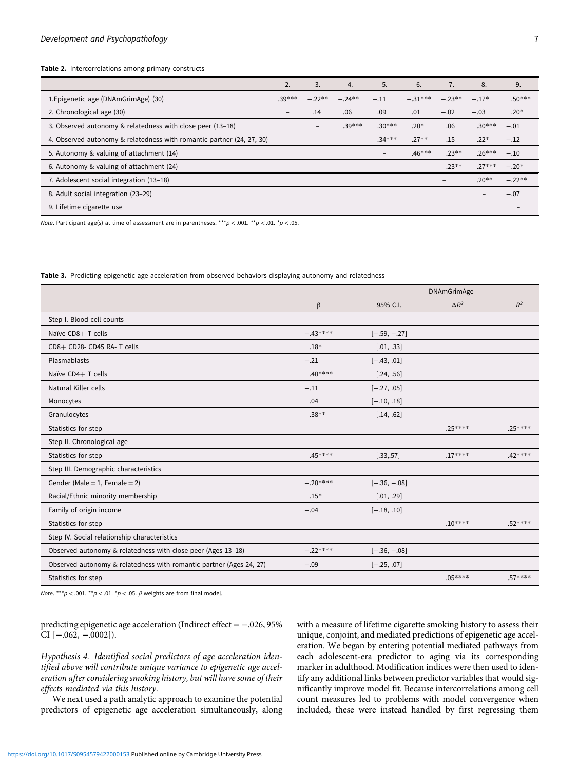**Table 2.** Intercorrelations among primary constructs

| | 2. | 3. | 4. | 5. | 6. | 7. | 8. | 9. |
|---|---|---|---|---|---|---|---|---|
| 1.Epigenetic age (DNAmGrimAge) (30) | .39*** | −.22** | −.24** | −.11 | −.31*** | −.23** | −.17* | .50*** |
| 2. Chronological age (30) | – | .14 | .06 | .09 | .01 | −.02 | −.03 | .20* |
| 3. Observed autonomy & relatedness with close peer (13–18) | | – | .39*** | .30*** | .20* | .06 | .30*** | −.01 |
| 4. Observed autonomy & relatedness with romantic partner (24, 27, 30) | | | – | .34*** | .27** | .15 | .22* | −.12 |
| 5. Autonomy & valuing of attachment (14) | | | | – | .46*** | .23** | .26*** | −.10 |
| 6. Autonomy & valuing of attachment (24) | | | | | – | .23** | .27*** | −.20* |
| 7. Adolescent social integration (13–18) | | | | | | – | .20** | −.22** |
| 8. Adult social integration (23–29) | | | | | | | – | −.07 |
| 9. Lifetime cigarette use | | | | | | | | – |

*Note*. Participant age(s) at time of assessment are in parentheses. ***$p < .001$. **$p < .01$. *$p < .05$.

**Table 3.** Predicting epigenetic age acceleration from observed behaviors displaying autonomy and relatedness

| | DNAmGrimAge | | | |
|---|---|---|---|---|
| | β | 95% C.I. | $\Delta R^2$ | $R^2$ |
| Step I. Blood cell counts | | | | |
| Naïve CD8+ T cells | −.43**** | [−.59, −.27] | | |
| CD8+ CD28- CD45 RA- T cells | .18* | [.01, .33] | | |
| Plasmablasts | −.21 | [−.43, .01] | | |
| Naïve CD4+ T cells | .40**** | [.24, .56] | | |
| Natural Killer cells | −.11 | [−.27, .05] | | |
| Monocytes | .04 | [−.10, .18] | | |
| Granulocytes | .38** | [.14, .62] | | |
| Statistics for step | | | .25**** | .25**** |
| Step II. Chronological age | | | | |
| Statistics for step | .45**** | [.33,.57] | .17**** | .42**** |
| Step III. Demographic characteristics | | | | |
| Gender (Male = 1, Female = 2) | −.20**** | [−.36, −.08] | | |
| Racial/Ethnic minority membership | .15* | [.01, .29] | | |
| Family of origin income | −.04 | [−.18, .10] | | |
| Statistics for step | | | .10**** | .52**** |
| Step IV. Social relationship characteristics | | | | |
| Observed autonomy & relatedness with close peer (Ages 13–18) | −.22**** | [−.36, −.08] | | |
| Observed autonomy & relatedness with romantic partner (Ages 24, 27) | −.09 | [−.25, .07] | | |
| Statistics for step | | | .05**** | .57**** |

*Note*. ***$p < .001$. **$p < .01$. *$p < .05$. β weights are from final model.

predicting epigenetic age acceleration (Indirect effect = −.026, 95% CI [−.062, −.0002]).

*Hypothesis 4. Identified social predictors of age acceleration identified above will contribute unique variance to epigenetic age acceleration after considering smoking history, but will have some of their effects mediated via this history.*

We next used a path analytic approach to examine the potential predictors of epigenetic age acceleration simultaneously, along with a measure of lifetime cigarette smoking history to assess their unique, conjoint, and mediated predictions of epigenetic age acceleration. We began by entering potential mediated pathways from each adolescent-era predictor to aging via its corresponding marker in adulthood. Modification indices were then used to identify any additional links between predictor variables that would significantly improve model fit. Because intercorrelations among cell count measures led to problems with model convergence when included, these were instead handled by first regressing them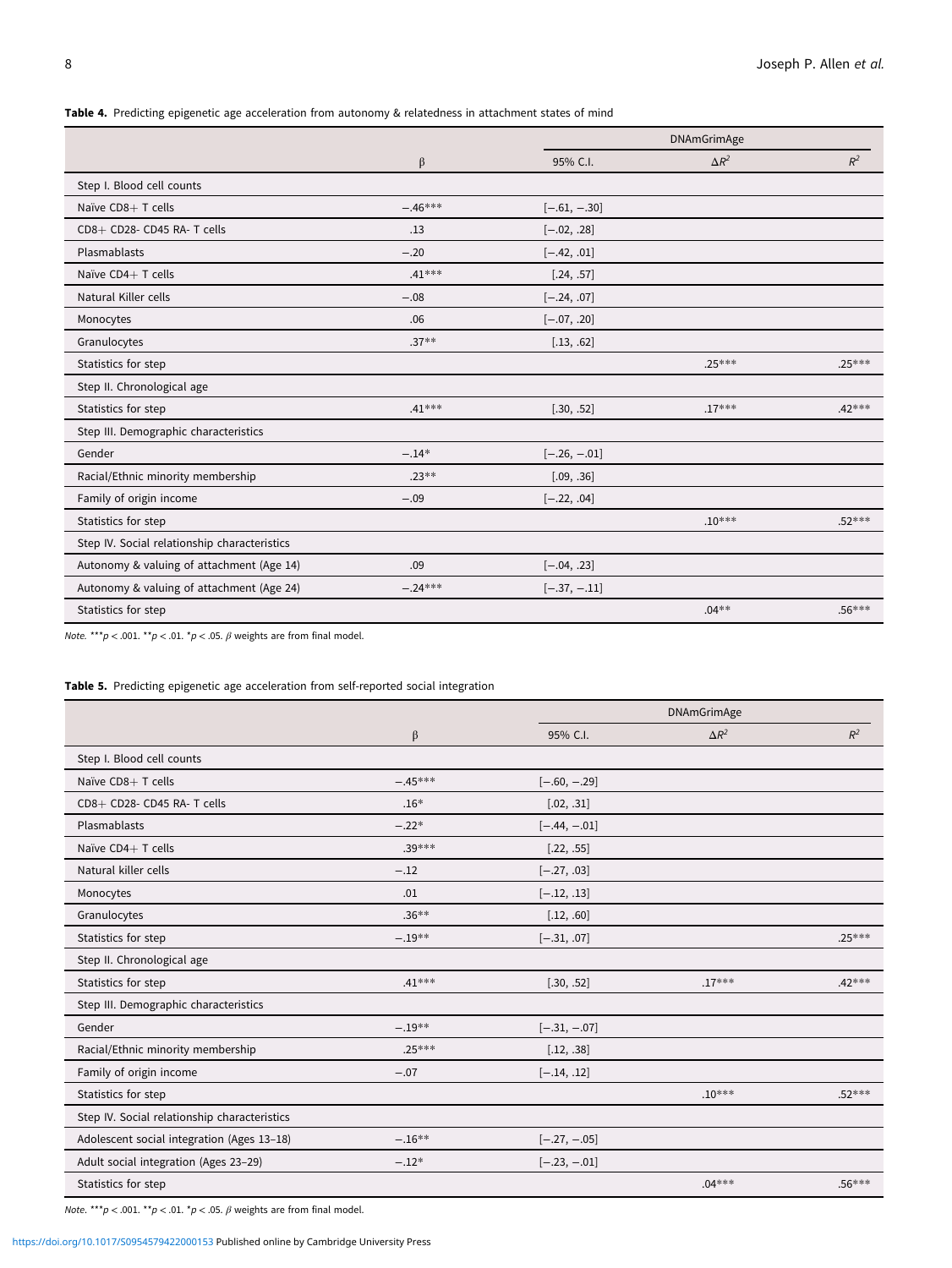**Table 4.** Predicting epigenetic age acceleration from autonomy & relatedness in attachment states of mind

| | DNAmGrimAge | | | |
|---|---|---|---|---|
| | β | 95% C.I. | $\Delta R^2$ | $R^2$ |
| Step I. Blood cell counts | | | | |
| Naïve CD8+ T cells | −.46*** | [−.61, −.30] | | |
| CD8+ CD28- CD45 RA- T cells | .13 | [−.02, .28] | | |
| Plasmablasts | −.20 | [−.42, .01] | | |
| Naïve CD4+ T cells | .41*** | [.24, .57] | | |
| Natural Killer cells | −.08 | [−.24, .07] | | |
| Monocytes | .06 | [−.07, .20] | | |
| Granulocytes | .37** | [.13, .62] | | |
| Statistics for step | | | .25*** | .25*** |
| Step II. Chronological age | | | | |
| Statistics for step | .41*** | [.30, .52] | .17*** | .42*** |
| Step III. Demographic characteristics | | | | |
| Gender | −.14* | [−.26, −.01] | | |
| Racial/Ethnic minority membership | .23** | [.09, .36] | | |
| Family of origin income | −.09 | [−.22, .04] | | |
| Statistics for step | | | .10*** | .52*** |
| Step IV. Social relationship characteristics | | | | |
| Autonomy & valuing of attachment (Age 14) | .09 | [−.04, .23] | | |
| Autonomy & valuing of attachment (Age 24) | −.24*** | [−.37, −.11] | | |
| Statistics for step | | | .04** | .56*** |

*Note.* *** $p < .001$. ** $p < .01$. * $p < .05$. β weights are from final model.

**Table 5.** Predicting epigenetic age acceleration from self-reported social integration

| | DNAmGrimAge | | | |
|---|---|---|---|---|
| | β | 95% C.I. | $\Delta R^2$ | $R^2$ |
| Step I. Blood cell counts | | | | |
| Naïve CD8+ T cells | −.45*** | [−.60, −.29] | | |
| CD8+ CD28- CD45 RA- T cells | .16* | [.02, .31] | | |
| Plasmablasts | −.22* | [−.44, −.01] | | |
| Naïve CD4+ T cells | .39*** | [.22, .55] | | |
| Natural killer cells | −.12 | [−.27, .03] | | |
| Monocytes | .01 | [−.12, .13] | | |
| Granulocytes | .36** | [.12, .60] | | |
| Statistics for step | −.19** | [−.31, .07] | | .25*** |
| Step II. Chronological age | | | | |
| Statistics for step | .41*** | [.30, .52] | .17*** | .42*** |
| Step III. Demographic characteristics | | | | |
| Gender | −.19** | [−.31, −.07] | | |
| Racial/Ethnic minority membership | .25*** | [.12, .38] | | |
| Family of origin income | −.07 | [−.14, .12] | | |
| Statistics for step | | | .10*** | .52*** |
| Step IV. Social relationship characteristics | | | | |
| Adolescent social integration (Ages 13–18) | −.16** | [−.27, −.05] | | |
| Adult social integration (Ages 23–29) | −.12* | [−.23, −.01] | | |
| Statistics for step | | | .04*** | .56*** |

*Note.* *** $p < .001$. ** $p < .01$. * $p < .05$. β weights are from final model.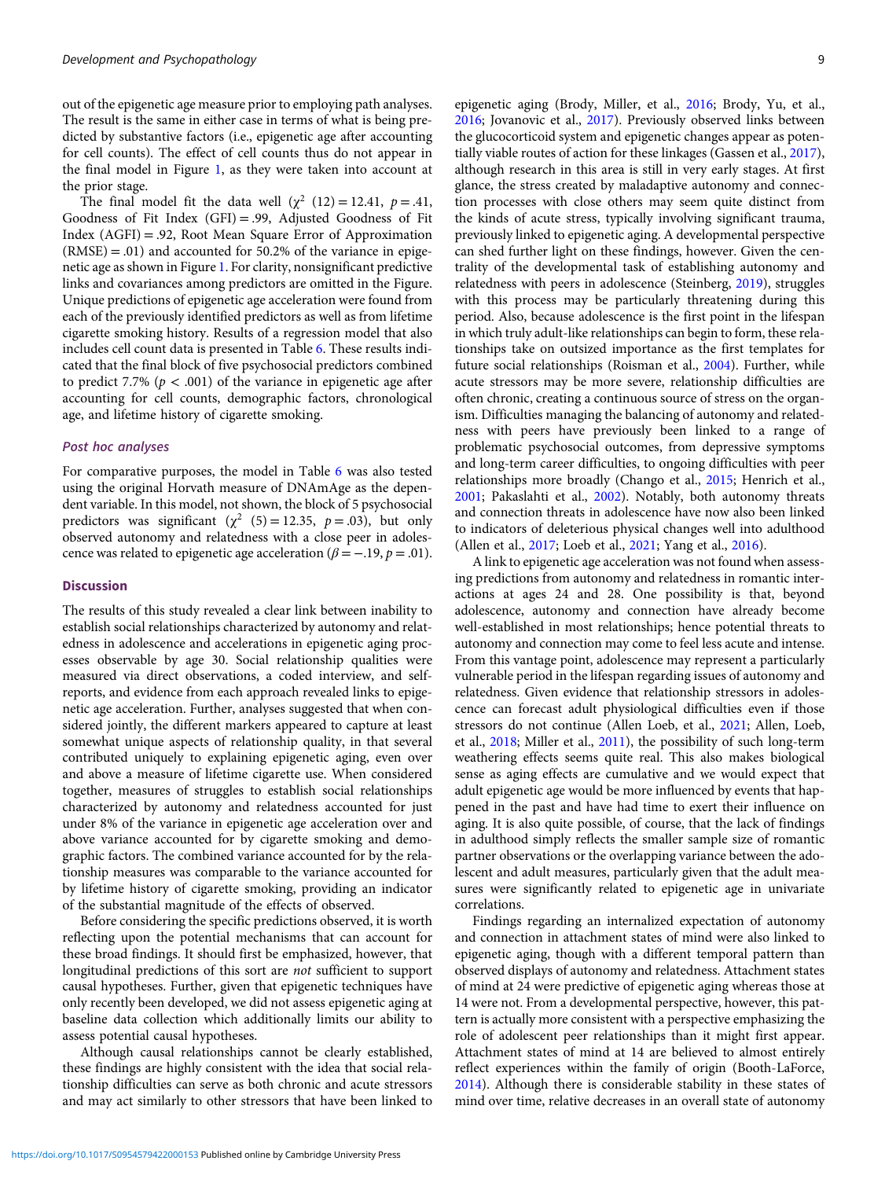out of the epigenetic age measure prior to employing path analyses. The result is the same in either case in terms of what is being predicted by substantive factors (i.e., epigenetic age after accounting for cell counts). The effect of cell counts thus do not appear in the final model in Figure 1, as they were taken into account at the prior stage.

The final model fit the data well ($\chi^2$ (12) = 12.41, $p = .41$, Goodness of Fit Index (GFI) = .99, Adjusted Goodness of Fit Index (AGFI) = .92, Root Mean Square Error of Approximation (RMSE) = .01) and accounted for 50.2% of the variance in epigenetic age as shown in Figure 1. For clarity, nonsignificant predictive links and covariances among predictors are omitted in the Figure. Unique predictions of epigenetic age acceleration were found from each of the previously identified predictors as well as from lifetime cigarette smoking history. Results of a regression model that also includes cell count data is presented in Table 6. These results indicated that the final block of five psychosocial predictors combined to predict 7.7% ($p < .001$) of the variance in epigenetic age after accounting for cell counts, demographic factors, chronological age, and lifetime history of cigarette smoking.

### *Post hoc analyses*

For comparative purposes, the model in Table 6 was also tested using the original Horvath measure of DNAmAge as the dependent variable. In this model, not shown, the block of 5 psychosocial predictors was significant ($\chi^2$ (5) = 12.35, $p = .03$), but only observed autonomy and relatedness with a close peer in adolescence was related to epigenetic age acceleration ($\beta = -.19$, $p = .01$).

## Discussion

The results of this study revealed a clear link between inability to establish social relationships characterized by autonomy and relatedness in adolescence and accelerations in epigenetic aging processes observable by age 30. Social relationship qualities were measured via direct observations, a coded interview, and self-reports, and evidence from each approach revealed links to epigenetic age acceleration. Further, analyses suggested that when considered jointly, the different markers appeared to capture at least somewhat unique aspects of relationship quality, in that several contributed uniquely to explaining epigenetic aging, even over and above a measure of lifetime cigarette use. When considered together, measures of struggles to establish social relationships characterized by autonomy and relatedness accounted for just under 8% of the variance in epigenetic age acceleration over and above variance accounted for by cigarette smoking and demographic factors. The combined variance accounted for by the relationship measures was comparable to the variance accounted for by lifetime history of cigarette smoking, providing an indicator of the substantial magnitude of the effects of observed.

Before considering the specific predictions observed, it is worth reflecting upon the potential mechanisms that can account for these broad findings. It should first be emphasized, however, that longitudinal predictions of this sort are *not* sufficient to support causal hypotheses. Further, given that epigenetic techniques have only recently been developed, we did not assess epigenetic aging at baseline data collection which additionally limits our ability to assess potential causal hypotheses.

Although causal relationships cannot be clearly established, these findings are highly consistent with the idea that social relationship difficulties can serve as both chronic and acute stressors and may act similarly to other stressors that have been linked to epigenetic aging (Brody, Miller, et al., 2016; Brody, Yu, et al., 2016; Jovanovic et al., 2017). Previously observed links between the glucocorticoid system and epigenetic changes appear as potentially viable routes of action for these linkages (Gassen et al., 2017), although research in this area is still in very early stages. At first glance, the stress created by maladaptive autonomy and connection processes with close others may seem quite distinct from the kinds of acute stress, typically involving significant trauma, previously linked to epigenetic aging. A developmental perspective can shed further light on these findings, however. Given the centrality of the developmental task of establishing autonomy and relatedness with peers in adolescence (Steinberg, 2019), struggles with this process may be particularly threatening during this period. Also, because adolescence is the first point in the lifespan in which truly adult-like relationships can begin to form, these relationships take on outsized importance as the first templates for future social relationships (Roisman et al., 2004). Further, while acute stressors may be more severe, relationship difficulties are often chronic, creating a continuous source of stress on the organism. Difficulties managing the balancing of autonomy and relatedness with peers have previously been linked to a range of problematic psychosocial outcomes, from depressive symptoms and long-term career difficulties, to ongoing difficulties with peer relationships more broadly (Chango et al., 2015; Henrich et al., 2001; Pakaslahti et al., 2002). Notably, both autonomy threats and connection threats in adolescence have now also been linked to indicators of deleterious physical changes well into adulthood (Allen et al., 2017; Loeb et al., 2021; Yang et al., 2016).

A link to epigenetic age acceleration was not found when assessing predictions from autonomy and relatedness in romantic interactions at ages 24 and 28. One possibility is that, beyond adolescence, autonomy and connection have already become well-established in most relationships; hence potential threats to autonomy and connection may come to feel less acute and intense. From this vantage point, adolescence may represent a particularly vulnerable period in the lifespan regarding issues of autonomy and relatedness. Given evidence that relationship stressors in adolescence can forecast adult physiological difficulties even if those stressors do not continue (Allen Loeb, et al., 2021; Allen, Loeb, et al., 2018; Miller et al., 2011), the possibility of such long-term weathering effects seems quite real. This also makes biological sense as aging effects are cumulative and we would expect that adult epigenetic age would be more influenced by events that happened in the past and have had time to exert their influence on aging. It is also quite possible, of course, that the lack of findings in adulthood simply reflects the smaller sample size of romantic partner observations or the overlapping variance between the adolescent and adult measures, particularly given that the adult measures were significantly related to epigenetic age in univariate correlations.

Findings regarding an internalized expectation of autonomy and connection in attachment states of mind were also linked to epigenetic aging, though with a different temporal pattern than observed displays of autonomy and relatedness. Attachment states of mind at 24 were predictive of epigenetic aging whereas those at 14 were not. From a developmental perspective, however, this pattern is actually more consistent with a perspective emphasizing the role of adolescent peer relationships than it might first appear. Attachment states of mind at 14 are believed to almost entirely reflect experiences within the family of origin (Booth-LaForce, 2014). Although there is considerable stability in these states of mind over time, relative decreases in an overall state of autonomy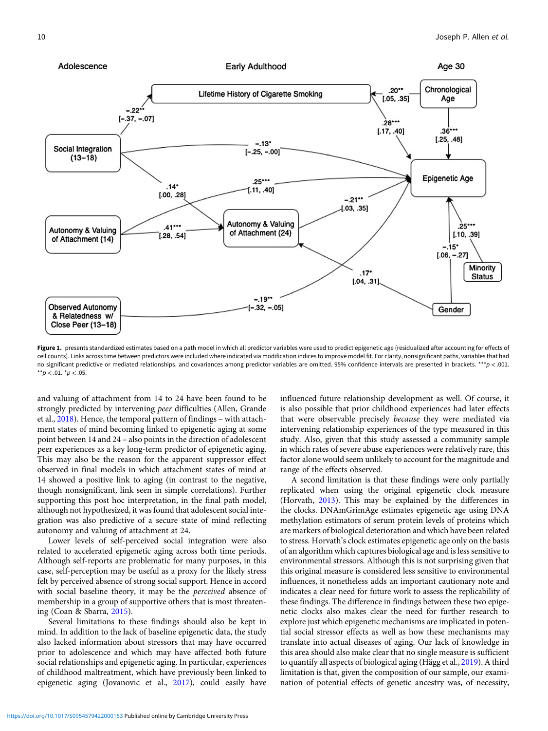Figure 1. presents standardized estimates based on a path model in which all predictor variables were used to predict epigenetic age (residualized after accounting for effects of cell counts). Links across time between predictors were included where indicated via modification indices to improve model fit. For clarity, nonsignificant paths, variables that had no significant predictive or mediated relationships. and covariances among predictor variables are omitted. 95% confidence intervals are presented in brackets. $^{***}p < .001$. $^{**}p < .01$. $^{*}p < .05$.

and valuing of attachment from 14 to 24 have been found to be strongly predicted by intervening *peer* difficulties (Allen, Grande et al., 2018). Hence, the temporal pattern of findings – with attachment states of mind becoming linked to epigenetic aging at some point between 14 and 24 – also points in the direction of adolescent peer experiences as a key long-term predictor of epigenetic aging. This may also be the reason for the apparent suppressor effect observed in final models in which attachment states of mind at 14 showed a positive link to aging (in contrast to the negative, though nonsignificant, link seen in simple correlations). Further supporting this post hoc interpretation, in the final path model, although not hypothesized, it was found that adolescent social integration was also predictive of a secure state of mind reflecting autonomy and valuing of attachment at 24.

Lower levels of self-perceived social integration were also related to accelerated epigenetic aging across both time periods. Although self-reports are problematic for many purposes, in this case, self-perception may be useful as a proxy for the likely stress felt by perceived absence of strong social support. Hence in accord with social baseline theory, it may be the *perceived* absence of membership in a group of supportive others that is most threatening (Coan & Sbarra, 2015).

Several limitations to these findings should also be kept in mind. In addition to the lack of baseline epigenetic data, the study also lacked information about stressors that may have occurred prior to adolescence and which may have affected both future social relationships and epigenetic aging. In particular, experiences of childhood maltreatment, which have previously been linked to epigenetic aging (Jovanovic et al., 2017), could easily have influenced future relationship development as well. Of course, it is also possible that prior childhood experiences had later effects that were observable precisely *because* they were mediated via intervening relationship experiences of the type measured in this study. Also, given that this study assessed a community sample in which rates of severe abuse experiences were relatively rare, this factor alone would seem unlikely to account for the magnitude and range of the effects observed.

A second limitation is that these findings were only partially replicated when using the original epigenetic clock measure (Horvath, 2013). This may be explained by the differences in the clocks. DNAmGrimAge estimates epigenetic age using DNA methylation estimators of serum protein levels of proteins which are markers of biological deterioration and which have been related to stress. Horvath's clock estimates epigenetic age only on the basis of an algorithm which captures biological age and is less sensitive to environmental stressors. Although this is not surprising given that this original measure is considered less sensitive to environmental influences, it nonetheless adds an important cautionary note and indicates a clear need for future work to assess the replicability of these findings. The difference in findings between these two epigenetic clocks also makes clear the need for further research to explore just which epigenetic mechanisms are implicated in potential social stressor effects as well as how these mechanisms may translate into actual diseases of aging. Our lack of knowledge in this area should also make clear that no single measure is sufficient to quantify all aspects of biological aging (Hägg et al., 2019). A third limitation is that, given the composition of our sample, our examination of potential effects of genetic ancestry was, of necessity,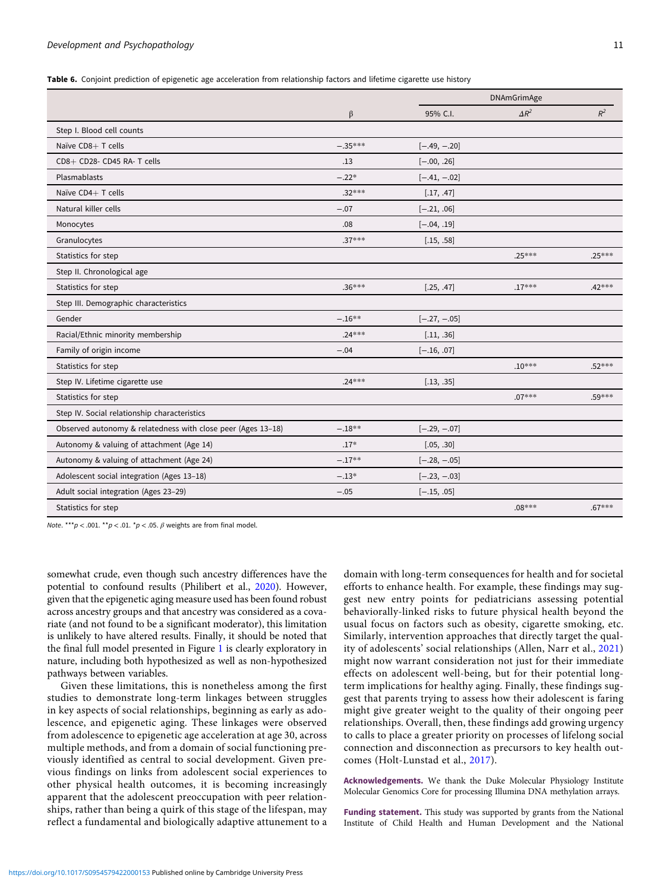**Table 6.** Conjoint prediction of epigenetic age acceleration from relationship factors and lifetime cigarette use history

| | | DNAmGrimAge | | |
|---|---|---|---|---|
| | β | 95% C.I. | $\Delta R^2$ | $R^2$ |
| Step I. Blood cell counts | | | | |
| Naïve CD8+ T cells | −.35*** | [−.49, −.20] | | |
| CD8+ CD28- CD45 RA- T cells | .13 | [−.00, .26] | | |
| Plasmablasts | −.22* | [−.41, −.02] | | |
| Naïve CD4+ T cells | .32*** | [.17, .47] | | |
| Natural killer cells | −.07 | [−.21, .06] | | |
| Monocytes | .08 | [−.04, .19] | | |
| Granulocytes | .37*** | [.15, .58] | | |
| Statistics for step | | | .25*** | .25*** |
| Step II. Chronological age | | | | |
| Statistics for step | .36*** | [.25, .47] | .17*** | .42*** |
| Step III. Demographic characteristics | | | | |
| Gender | −.16** | [−.27, −.05] | | |
| Racial/Ethnic minority membership | .24*** | [.11, .36] | | |
| Family of origin income | −.04 | [−.16, .07] | | |
| Statistics for step | | | .10*** | .52*** |
| Step IV. Lifetime cigarette use | .24*** | [.13, .35] | | |
| Statistics for step | | | .07*** | .59*** |
| Step IV. Social relationship characteristics | | | | |
| Observed autonomy & relatedness with close peer (Ages 13–18) | −.18** | [−.29, −.07] | | |
| Autonomy & valuing of attachment (Age 14) | .17* | [.05, .30] | | |
| Autonomy & valuing of attachment (Age 24) | −.17** | [−.28, −.05] | | |
| Adolescent social integration (Ages 13–18) | −.13* | [−.23, −.03] | | |
| Adult social integration (Ages 23–29) | −.05 | [−.15, .05] | | |
| Statistics for step | | | .08*** | .67*** |

*Note*. ***$p < .001$. **$p < .01$. *$p < .05$. β weights are from final model.

somewhat crude, even though such ancestry differences have the potential to confound results (Philibert et al., 2020). However, given that the epigenetic aging measure used has been found robust across ancestry groups and that ancestry was considered as a covariate (and not found to be a significant moderator), this limitation is unlikely to have altered results. Finally, it should be noted that the final full model presented in Figure 1 is clearly exploratory in nature, including both hypothesized as well as non-hypothesized pathways between variables.

Given these limitations, this is nonetheless among the first studies to demonstrate long-term linkages between struggles in key aspects of social relationships, beginning as early as adolescence, and epigenetic aging. These linkages were observed from adolescence to epigenetic age acceleration at age 30, across multiple methods, and from a domain of social functioning previously identified as central to social development. Given previous findings on links from adolescent social experiences to other physical health outcomes, it is becoming increasingly apparent that the adolescent preoccupation with peer relationships, rather than being a quirk of this stage of the lifespan, may reflect a fundamental and biologically adaptive attunement to a domain with long-term consequences for health and for societal efforts to enhance health. For example, these findings may suggest new entry points for pediatricians assessing potential behaviorally-linked risks to future physical health beyond the usual focus on factors such as obesity, cigarette smoking, etc. Similarly, intervention approaches that directly target the quality of adolescents' social relationships (Allen, Narr et al., 2021) might now warrant consideration not just for their immediate effects on adolescent well-being, but for their potential long-term implications for healthy aging. Finally, these findings suggest that parents trying to assess how their adolescent is faring might give greater weight to the quality of their ongoing peer relationships. Overall, then, these findings add growing urgency to calls to place a greater priority on processes of lifelong social connection and disconnection as precursors to key health outcomes (Holt-Lunstad et al., 2017).

**Acknowledgements.** We thank the Duke Molecular Physiology Institute Molecular Genomics Core for processing Illumina DNA methylation arrays.

**Funding statement.** This study was supported by grants from the National Institute of Child Health and Human Development and the National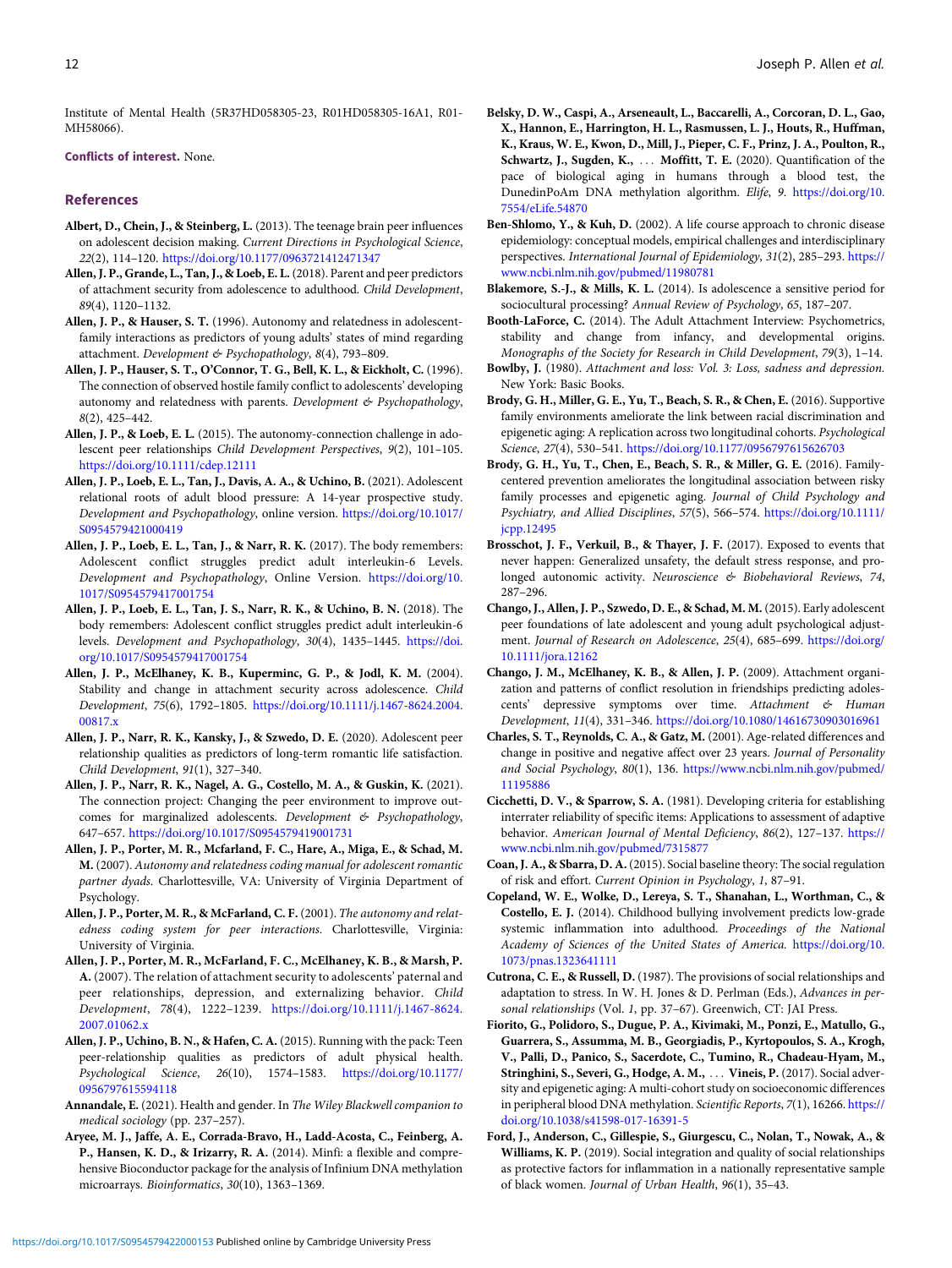Institute of Mental Health (5R37HD058305-23, R01HD058305-16A1, R01-MH58066).

**Conflicts of interest.** None.

## References

**Albert, D., Chein, J., & Steinberg, L.** (2013). The teenage brain peer influences on adolescent decision making. *Current Directions in Psychological Science*, *22*(2), 114–120. https://doi.org/10.1177/0963721412471347

**Allen, J. P., Grande, L., Tan, J., & Loeb, E. L.** (2018). Parent and peer predictors of attachment security from adolescence to adulthood. *Child Development*, *89*(4), 1120–1132.

**Allen, J. P., & Hauser, S. T.** (1996). Autonomy and relatedness in adolescent-family interactions as predictors of young adults' states of mind regarding attachment. *Development & Psychopathology*, *8*(4), 793–809.

**Allen, J. P., Hauser, S. T., O'Connor, T. G., Bell, K. L., & Eickholt, C.** (1996). The connection of observed hostile family conflict to adolescents' developing autonomy and relatedness with parents. *Development & Psychopathology*, *8*(2), 425–442.

**Allen, J. P., & Loeb, E. L.** (2015). The autonomy-connection challenge in adolescent peer relationships *Child Development Perspectives*, *9*(2), 101–105. https://doi.org/10.1111/cdep.12111

**Allen, J. P., Loeb, E. L., Tan, J., Davis, A. A., & Uchino, B.** (2021). Adolescent relational roots of adult blood pressure: A 14-year prospective study. *Development and Psychopathology*, online version. https://doi.org/10.1017/S0954579421000419

**Allen, J. P., Loeb, E. L., Tan, J., & Narr, R. K.** (2017). The body remembers: Adolescent conflict struggles predict adult interleukin-6 Levels. *Development and Psychopathology*, Online Version. https://doi.org/10.1017/S0954579417001754

**Allen, J. P., Loeb, E. L., Tan, J. S., Narr, R. K., & Uchino, B. N.** (2018). The body remembers: Adolescent conflict struggles predict adult interleukin-6 levels. *Development and Psychopathology*, *30*(4), 1435–1445. https://doi.org/10.1017/S0954579417001754

**Allen, J. P., McElhaney, K. B., Kuperminc, G. P., & Jodl, K. M.** (2004). Stability and change in attachment security across adolescence. *Child Development*, *75*(6), 1792–1805. https://doi.org/10.1111/j.1467-8624.2004.00817.x

**Allen, J. P., Narr, R. K., Kansky, J., & Szwedo, D. E.** (2020). Adolescent peer relationship qualities as predictors of long-term romantic life satisfaction. *Child Development*, *91*(1), 327–340.

**Allen, J. P., Narr, R. K., Nagel, A. G., Costello, M. A., & Guskin, K.** (2021). The connection project: Changing the peer environment to improve outcomes for marginalized adolescents. *Development & Psychopathology*, 647–657. https://doi.org/10.1017/S0954579419001731

**Allen, J. P., Porter, M. R., Mcfarland, F. C., Hare, A., Miga, E., & Schad, M. M.** (2007). *Autonomy and relatedness coding manual for adolescent romantic partner dyads*. Charlottesville, VA: University of Virginia Department of Psychology.

**Allen, J. P., Porter, M. R., & McFarland, C. F.** (2001). *The autonomy and relatedness coding system for peer interactions*. Charlottesville, Virginia: University of Virginia.

**Allen, J. P., Porter, M. R., McFarland, F. C., McElhaney, K. B., & Marsh, P. A.** (2007). The relation of attachment security to adolescents' paternal and peer relationships, depression, and externalizing behavior. *Child Development*, *78*(4), 1222–1239. https://doi.org/10.1111/j.1467-8624.2007.01062.x

**Allen, J. P., Uchino, B. N., & Hafen, C. A.** (2015). Running with the pack: Teen peer-relationship qualities as predictors of adult physical health. *Psychological Science*, *26*(10), 1574–1583. https://doi.org/10.1177/0956797615594118

**Annandale, E.** (2021). Health and gender. In *The Wiley Blackwell companion to medical sociology* (pp. 237–257).

**Aryee, M. J., Jaffe, A. E., Corrada-Bravo, H., Ladd-Acosta, C., Feinberg, A. P., Hansen, K. D., & Irizarry, R. A.** (2014). Minfi: a flexible and comprehensive Bioconductor package for the analysis of Infinium DNA methylation microarrays. *Bioinformatics*, *30*(10), 1363–1369.

**Belsky, D. W., Caspi, A., Arseneault, L., Baccarelli, A., Corcoran, D. L., Gao, X., Hannon, E., Harrington, H. L., Rasmussen, L. J., Houts, R., Huffman, K., Kraus, W. E., Kwon, D., Mill, J., Pieper, C. F., Prinz, J. A., Poulton, R., Schwartz, J., Sugden, K., … Moffitt, T. E.** (2020). Quantification of the pace of biological aging in humans through a blood test, the DunedinPoAm DNA methylation algorithm. *Elife*, *9*. https://doi.org/10.7554/eLife.54870

**Ben-Shlomo, Y., & Kuh, D.** (2002). A life course approach to chronic disease epidemiology: conceptual models, empirical challenges and interdisciplinary perspectives. *International Journal of Epidemiology*, *31*(2), 285–293. https://www.ncbi.nlm.nih.gov/pubmed/11980781

**Blakemore, S.-J., & Mills, K. L.** (2014). Is adolescence a sensitive period for sociocultural processing? *Annual Review of Psychology*, *65*, 187–207.

**Booth-LaForce, C.** (2014). The Adult Attachment Interview: Psychometrics, stability and change from infancy, and developmental origins. *Monographs of the Society for Research in Child Development*, *79*(3), 1–14.

**Bowlby, J.** (1980). *Attachment and loss: Vol. 3: Loss, sadness and depression*. New York: Basic Books.

**Brody, G. H., Miller, G. E., Yu, T., Beach, S. R., & Chen, E.** (2016). Supportive family environments ameliorate the link between racial discrimination and epigenetic aging: A replication across two longitudinal cohorts. *Psychological Science*, *27*(4), 530–541. https://doi.org/10.1177/0956797615626703

**Brody, G. H., Yu, T., Chen, E., Beach, S. R., & Miller, G. E.** (2016). Family-centered prevention ameliorates the longitudinal association between risky family processes and epigenetic aging. *Journal of Child Psychology and Psychiatry, and Allied Disciplines*, *57*(5), 566–574. https://doi.org/10.1111/jcpp.12495

**Brosschot, J. F., Verkuil, B., & Thayer, J. F.** (2017). Exposed to events that never happen: Generalized unsafety, the default stress response, and prolonged autonomic activity. *Neuroscience & Biobehavioral Reviews*, *74*, 287–296.

**Chango, J., Allen, J. P., Szwedo, D. E., & Schad, M. M.** (2015). Early adolescent peer foundations of late adolescent and young adult psychological adjustment. *Journal of Research on Adolescence*, *25*(4), 685–699. https://doi.org/10.1111/jora.12162

**Chango, J. M., McElhaney, K. B., & Allen, J. P.** (2009). Attachment organization and patterns of conflict resolution in friendships predicting adolescents' depressive symptoms over time. *Attachment & Human Development*, *11*(4), 331–346. https://doi.org/10.1080/14616730903016961

**Charles, S. T., Reynolds, C. A., & Gatz, M.** (2001). Age-related differences and change in positive and negative affect over 23 years. *Journal of Personality and Social Psychology*, *80*(1), 136. https://www.ncbi.nlm.nih.gov/pubmed/11195886

**Cicchetti, D. V., & Sparrow, S. A.** (1981). Developing criteria for establishing interrater reliability of specific items: Applications to assessment of adaptive behavior. *American Journal of Mental Deficiency*, *86*(2), 127–137. https://www.ncbi.nlm.nih.gov/pubmed/7315877

**Coan, J. A., & Sbarra, D. A.** (2015). Social baseline theory: The social regulation of risk and effort. *Current Opinion in Psychology*, *1*, 87–91.

**Copeland, W. E., Wolke, D., Lereya, S. T., Shanahan, L., Worthman, C., & Costello, E. J.** (2014). Childhood bullying involvement predicts low-grade systemic inflammation into adulthood. *Proceedings of the National Academy of Sciences of the United States of America*. https://doi.org/10.1073/pnas.1323641111

**Cutrona, C. E., & Russell, D.** (1987). The provisions of social relationships and adaptation to stress. In W. H. Jones & D. Perlman (Eds.), *Advances in personal relationships* (Vol. *1*, pp. 37–67). Greenwich, CT: JAI Press.

**Fiorito, G., Polidoro, S., Dugue, P. A., Kivimaki, M., Ponzi, E., Matullo, G., Guarrera, S., Assumma, M. B., Georgiadis, P., Kyrtopoulos, S. A., Krogh, V., Palli, D., Panico, S., Sacerdote, C., Tumino, R., Chadeau-Hyam, M., Stringhini, S., Severi, G., Hodge, A. M., … Vineis, P.** (2017). Social adversity and epigenetic aging: A multi-cohort study on socioeconomic differences in peripheral blood DNA methylation. *Scientific Reports*, *7*(1), 16266. https://doi.org/10.1038/s41598-017-16391-5

**Ford, J., Anderson, C., Gillespie, S., Giurgescu, C., Nolan, T., Nowak, A., & Williams, K. P.** (2019). Social integration and quality of social relationships as protective factors for inflammation in a nationally representative sample of black women. *Journal of Urban Health*, *96*(1), 35–43.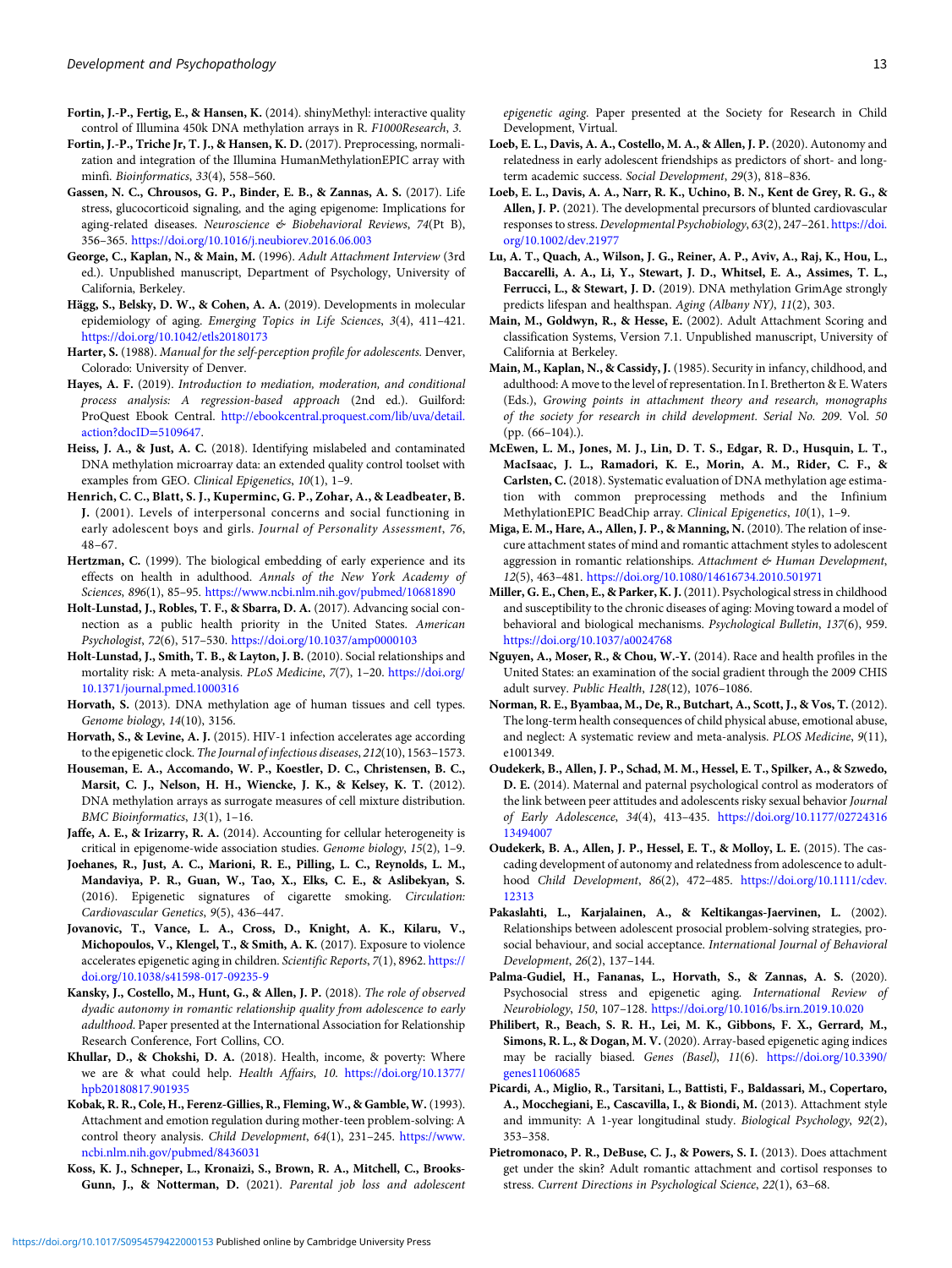**Fortin, J.-P., Fertig, E., & Hansen, K.** (2014). shinyMethyl: interactive quality control of Illumina 450k DNA methylation arrays in R. *F1000Research*, *3*.

**Fortin, J.-P., Triche Jr, T. J., & Hansen, K. D.** (2017). Preprocessing, normalization and integration of the Illumina HumanMethylationEPIC array with minfi. *Bioinformatics*, *33*(4), 558–560.

**Gassen, N. C., Chrousos, G. P., Binder, E. B., & Zannas, A. S.** (2017). Life stress, glucocorticoid signaling, and the aging epigenome: Implications for aging-related diseases. *Neuroscience & Biobehavioral Reviews*, *74*(Pt B), 356–365. https://doi.org/10.1016/j.neubiorev.2016.06.003

**George, C., Kaplan, N., & Main, M.** (1996). *Adult Attachment Interview* (3rd ed.). Unpublished manuscript, Department of Psychology, University of California, Berkeley.

**Hägg, S., Belsky, D. W., & Cohen, A. A.** (2019). Developments in molecular epidemiology of aging. *Emerging Topics in Life Sciences*, *3*(4), 411–421. https://doi.org/10.1042/etls20180173

**Harter, S.** (1988). *Manual for the self-perception profile for adolescents*. Denver, Colorado: University of Denver.

**Hayes, A. F.** (2019). *Introduction to mediation, moderation, and conditional process analysis: A regression-based approach* (2nd ed.). Guilford: ProQuest Ebook Central. http://ebookcentral.proquest.com/lib/uva/detail.action?docID=5109647.

**Heiss, J. A., & Just, A. C.** (2018). Identifying mislabeled and contaminated DNA methylation microarray data: an extended quality control toolset with examples from GEO. *Clinical Epigenetics*, *10*(1), 1–9.

**Henrich, C. C., Blatt, S. J., Kuperminc, G. P., Zohar, A., & Leadbeater, B. J.** (2001). Levels of interpersonal concerns and social functioning in early adolescent boys and girls. *Journal of Personality Assessment*, *76*, 48–67.

**Hertzman, C.** (1999). The biological embedding of early experience and its effects on health in adulthood. *Annals of the New York Academy of Sciences*, *896*(1), 85–95. https://www.ncbi.nlm.nih.gov/pubmed/10681890

**Holt-Lunstad, J., Robles, T. F., & Sbarra, D. A.** (2017). Advancing social connection as a public health priority in the United States. *American Psychologist*, *72*(6), 517–530. https://doi.org/10.1037/amp0000103

**Holt-Lunstad, J., Smith, T. B., & Layton, J. B.** (2010). Social relationships and mortality risk: A meta-analysis. *PLoS Medicine*, *7*(7), 1–20. https://doi.org/10.1371/journal.pmed.1000316

**Horvath, S.** (2013). DNA methylation age of human tissues and cell types. *Genome biology*, *14*(10), 3156.

**Horvath, S., & Levine, A. J.** (2015). HIV-1 infection accelerates age according to the epigenetic clock. *The Journal of infectious diseases*, *212*(10), 1563–1573.

**Houseman, E. A., Accomando, W. P., Koestler, D. C., Christensen, B. C., Marsit, C. J., Nelson, H. H., Wiencke, J. K., & Kelsey, K. T.** (2012). DNA methylation arrays as surrogate measures of cell mixture distribution. *BMC Bioinformatics*, *13*(1), 1–16.

**Jaffe, A. E., & Irizarry, R. A.** (2014). Accounting for cellular heterogeneity is critical in epigenome-wide association studies. *Genome biology*, *15*(2), 1–9.

**Joehanes, R., Just, A. C., Marioni, R. E., Pilling, L. C., Reynolds, L. M., Mandaviya, P. R., Guan, W., Tao, X., Elks, C. E., & Aslibekyan, S.** (2016). Epigenetic signatures of cigarette smoking. *Circulation: Cardiovascular Genetics*, *9*(5), 436–447.

**Jovanovic, T., Vance, L. A., Cross, D., Knight, A. K., Kilaru, V., Michopoulos, V., Klengel, T., & Smith, A. K.** (2017). Exposure to violence accelerates epigenetic aging in children. *Scientific Reports*, *7*(1), 8962. https://doi.org/10.1038/s41598-017-09235-9

**Kansky, J., Costello, M., Hunt, G., & Allen, J. P.** (2018). *The role of observed dyadic autonomy in romantic relationship quality from adolescence to early adulthood*. Paper presented at the International Association for Relationship Research Conference, Fort Collins, CO.

**Khullar, D., & Chokshi, D. A.** (2018). Health, income, & poverty: Where we are & what could help. *Health Affairs*, *10*. https://doi.org/10.1377/hpb20180817.901935

**Kobak, R. R., Cole, H., Ferenz-Gillies, R., Fleming, W., & Gamble, W.** (1993). Attachment and emotion regulation during mother-teen problem-solving: A control theory analysis. *Child Development*, *64*(1), 231–245. https://www.ncbi.nlm.nih.gov/pubmed/8436031

**Koss, K. J., Schneper, L., Kronaizi, S., Brown, R. A., Mitchell, C., Brooks-Gunn, J., & Notterman, D.** (2021). *Parental job loss and adolescent epigenetic aging*. Paper presented at the Society for Research in Child Development, Virtual.

**Loeb, E. L., Davis, A. A., Costello, M. A., & Allen, J. P.** (2020). Autonomy and relatedness in early adolescent friendships as predictors of short- and long-term academic success. *Social Development*, *29*(3), 818–836.

**Loeb, E. L., Davis, A. A., Narr, R. K., Uchino, B. N., Kent de Grey, R. G., & Allen, J. P.** (2021). The developmental precursors of blunted cardiovascular responses to stress. *Developmental Psychobiology*, *63*(2), 247–261. https://doi.org/10.1002/dev.21977

**Lu, A. T., Quach, A., Wilson, J. G., Reiner, A. P., Aviv, A., Raj, K., Hou, L., Baccarelli, A. A., Li, Y., Stewart, J. D., Whitsel, E. A., Assimes, T. L., Ferrucci, L., & Stewart, J. D.** (2019). DNA methylation GrimAge strongly predicts lifespan and healthspan. *Aging (Albany NY)*, *11*(2), 303.

**Main, M., Goldwyn, R., & Hesse, E.** (2002). Adult Attachment Scoring and classification Systems, Version 7.1. Unpublished manuscript, University of California at Berkeley.

**Main, M., Kaplan, N., & Cassidy, J.** (1985). Security in infancy, childhood, and adulthood: A move to the level of representation. In I. Bretherton & E. Waters (Eds.), *Growing points in attachment theory and research, monographs of the society for research in child development. Serial No. 209*. Vol. *50* (pp. (66–104).).

**McEwen, L. M., Jones, M. J., Lin, D. T. S., Edgar, R. D., Husquin, L. T., MacIsaac, J. L., Ramadori, K. E., Morin, A. M., Rider, C. F., & Carlsten, C.** (2018). Systematic evaluation of DNA methylation age estimation with common preprocessing methods and the Infinium MethylationEPIC BeadChip array. *Clinical Epigenetics*, *10*(1), 1–9.

**Miga, E. M., Hare, A., Allen, J. P., & Manning, N.** (2010). The relation of insecure attachment states of mind and romantic attachment styles to adolescent aggression in romantic relationships. *Attachment & Human Development*, *12*(5), 463–481. https://doi.org/10.1080/14616734.2010.501971

**Miller, G. E., Chen, E., & Parker, K. J.** (2011). Psychological stress in childhood and susceptibility to the chronic diseases of aging: Moving toward a model of behavioral and biological mechanisms. *Psychological Bulletin*, *137*(6), 959. https://doi.org/10.1037/a0024768

**Nguyen, A., Moser, R., & Chou, W.-Y.** (2014). Race and health profiles in the United States: an examination of the social gradient through the 2009 CHIS adult survey. *Public Health*, *128*(12), 1076–1086.

**Norman, R. E., Byambaa, M., De, R., Butchart, A., Scott, J., & Vos, T.** (2012). The long-term health consequences of child physical abuse, emotional abuse, and neglect: A systematic review and meta-analysis. *PLOS Medicine*, *9*(11), e1001349.

**Oudekerk, B., Allen, J. P., Schad, M. M., Hessel, E. T., Spilker, A., & Szwedo, D. E.** (2014). Maternal and paternal psychological control as moderators of the link between peer attitudes and adolescents risky sexual behavior *Journal of Early Adolescence*, *34*(4), 413–435. https://doi.org/10.1177/0272431613494007

**Oudekerk, B. A., Allen, J. P., Hessel, E. T., & Molloy, L. E.** (2015). The cascading development of autonomy and relatedness from adolescence to adulthood *Child Development*, *86*(2), 472–485. https://doi.org/10.1111/cdev.12313

**Pakaslahti, L., Karjalainen, A., & Keltikangas-Jaervinen, L.** (2002). Relationships between adolescent prosocial problem-solving strategies, prosocial behaviour, and social acceptance. *International Journal of Behavioral Development*, *26*(2), 137–144.

**Palma-Gudiel, H., Fananas, L., Horvath, S., & Zannas, A. S.** (2020). Psychosocial stress and epigenetic aging. *International Review of Neurobiology*, *150*, 107–128. https://doi.org/10.1016/bs.irn.2019.10.020

**Philibert, R., Beach, S. R. H., Lei, M. K., Gibbons, F. X., Gerrard, M., Simons, R. L., & Dogan, M. V.** (2020). Array-based epigenetic aging indices may be racially biased. *Genes (Basel)*, *11*(6). https://doi.org/10.3390/genes11060685

**Picardi, A., Miglio, R., Tarsitani, L., Battisti, F., Baldassari, M., Copertaro, A., Mocchegiani, E., Cascavilla, I., & Biondi, M.** (2013). Attachment style and immunity: A 1-year longitudinal study. *Biological Psychology*, *92*(2), 353–358.

**Pietromonaco, P. R., DeBuse, C. J., & Powers, S. I.** (2013). Does attachment get under the skin? Adult romantic attachment and cortisol responses to stress. *Current Directions in Psychological Science*, *22*(1), 63–68.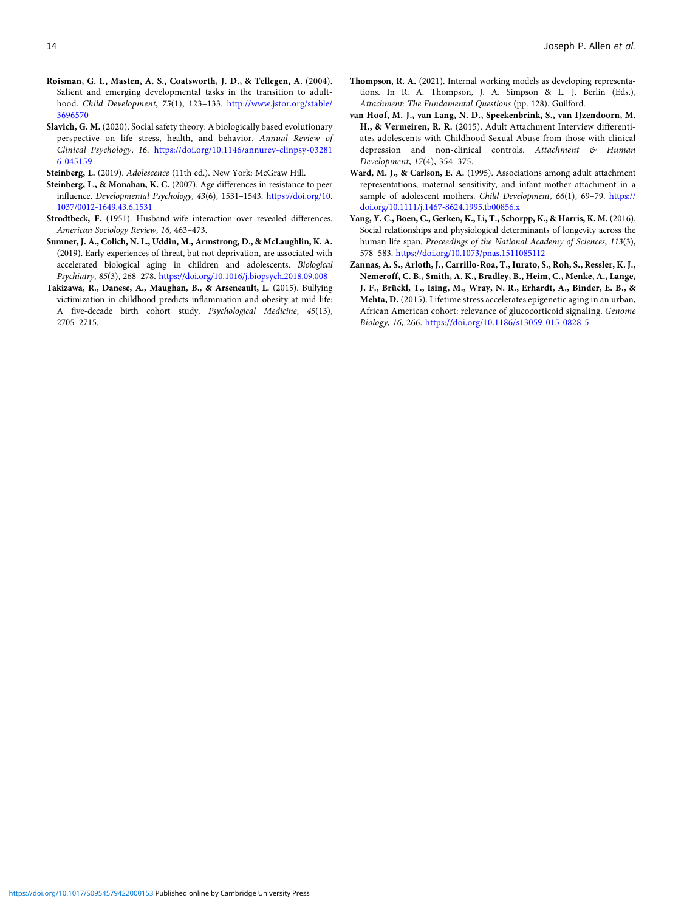**Roisman, G. I., Masten, A. S., Coatsworth, J. D., & Tellegen, A.** (2004). Salient and emerging developmental tasks in the transition to adulthood. *Child Development*, *75*(1), 123–133. http://www.jstor.org/stable/3696570

**Slavich, G. M.** (2020). Social safety theory: A biologically based evolutionary perspective on life stress, health, and behavior. *Annual Review of Clinical Psychology*, *16*. https://doi.org/10.1146/annurev-clinpsy-032816-045159

**Steinberg, L.** (2019). *Adolescence* (11th ed.). New York: McGraw Hill.

**Steinberg, L., & Monahan, K. C.** (2007). Age differences in resistance to peer influence. *Developmental Psychology*, *43*(6), 1531–1543. https://doi.org/10.1037/0012-1649.43.6.1531

**Strodtbeck, F.** (1951). Husband-wife interaction over revealed differences. *American Sociology Review*, *16*, 463–473.

**Sumner, J. A., Colich, N. L., Uddin, M., Armstrong, D., & McLaughlin, K. A.** (2019). Early experiences of threat, but not deprivation, are associated with accelerated biological aging in children and adolescents. *Biological Psychiatry*, *85*(3), 268–278. https://doi.org/10.1016/j.biopsych.2018.09.008

**Takizawa, R., Danese, A., Maughan, B., & Arseneault, L.** (2015). Bullying victimization in childhood predicts inflammation and obesity at mid-life: A five-decade birth cohort study. *Psychological Medicine*, *45*(13), 2705–2715.

**Thompson, R. A.** (2021). Internal working models as developing representations. In R. A. Thompson, J. A. Simpson & L. J. Berlin (Eds.), *Attachment: The Fundamental Questions* (pp. 128). Guilford.

**van Hoof, M.-J., van Lang, N. D., Speekenbrink, S., van IJzendoorn, M. H., & Vermeiren, R. R.** (2015). Adult Attachment Interview differentiates adolescents with Childhood Sexual Abuse from those with clinical depression and non-clinical controls. *Attachment & Human Development*, *17*(4), 354–375.

**Ward, M. J., & Carlson, E. A.** (1995). Associations among adult attachment representations, maternal sensitivity, and infant-mother attachment in a sample of adolescent mothers. *Child Development*, *66*(1), 69–79. https://doi.org/10.1111/j.1467-8624.1995.tb00856.x

**Yang, Y. C., Boen, C., Gerken, K., Li, T., Schorpp, K., & Harris, K. M.** (2016). Social relationships and physiological determinants of longevity across the human life span. *Proceedings of the National Academy of Sciences*, *113*(3), 578–583. https://doi.org/10.1073/pnas.1511085112

**Zannas, A. S., Arloth, J., Carrillo-Roa, T., Iurato, S., Roh, S., Ressler, K. J., Nemeroff, C. B., Smith, A. K., Bradley, B., Heim, C., Menke, A., Lange, J. F., Brückl, T., Ising, M., Wray, N. R., Erhardt, A., Binder, E. B., & Mehta, D.** (2015). Lifetime stress accelerates epigenetic aging in an urban, African American cohort: relevance of glucocorticoid signaling. *Genome Biology*, *16*, 266. https://doi.org/10.1186/s13059-015-0828-5